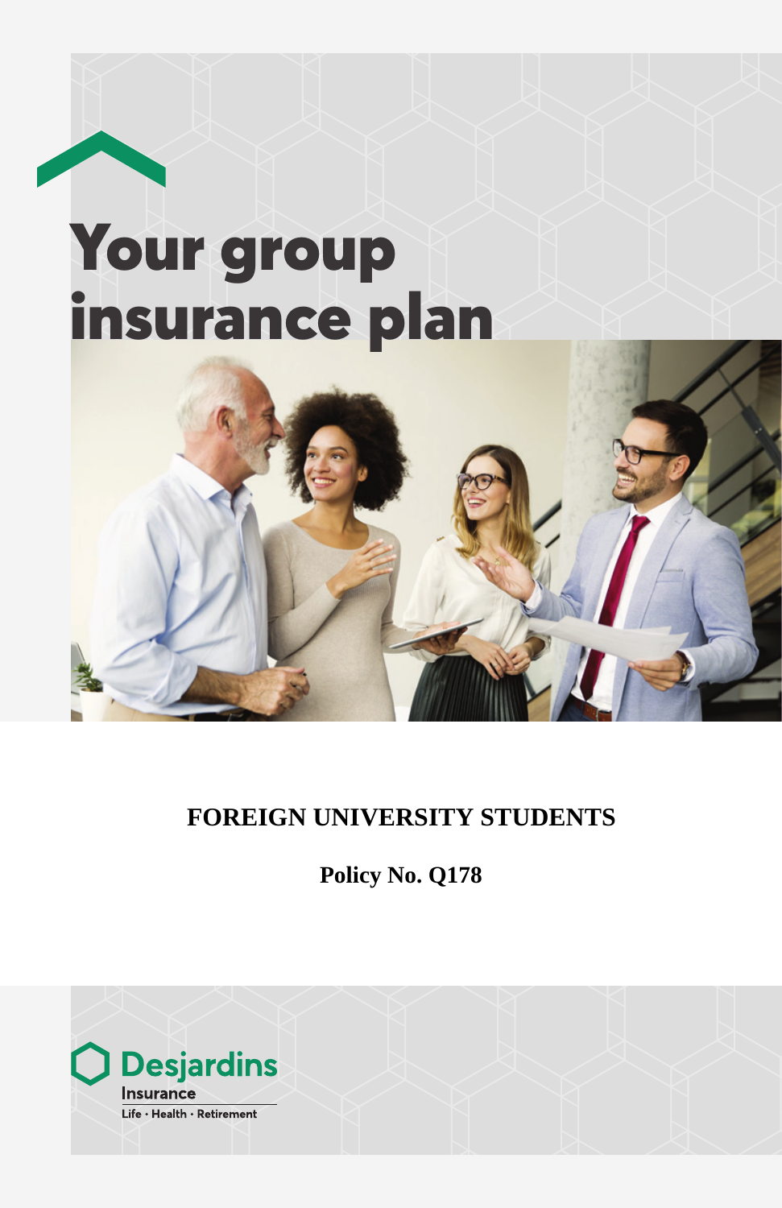# Your group insurance plan

**FOREIGN UNIVERSITY STUDENTS**

**Policy No. Q178**

Desjardins Insurance
Life · Health · Retirement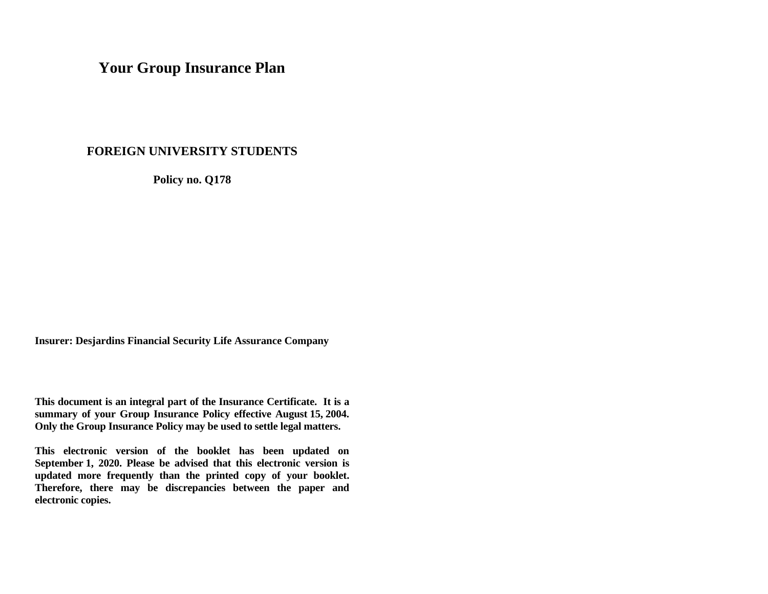# Your Group Insurance Plan

## FOREIGN UNIVERSITY STUDENTS

**Policy no. Q178**

**Insurer: Desjardins Financial Security Life Assurance Company**

**This document is an integral part of the Insurance Certificate. It is a summary of your Group Insurance Policy effective August 15, 2004. Only the Group Insurance Policy may be used to settle legal matters.**

**This electronic version of the booklet has been updated on September 1, 2020. Please be advised that this electronic version is updated more frequently than the printed copy of your booklet. Therefore, there may be discrepancies between the paper and electronic copies.**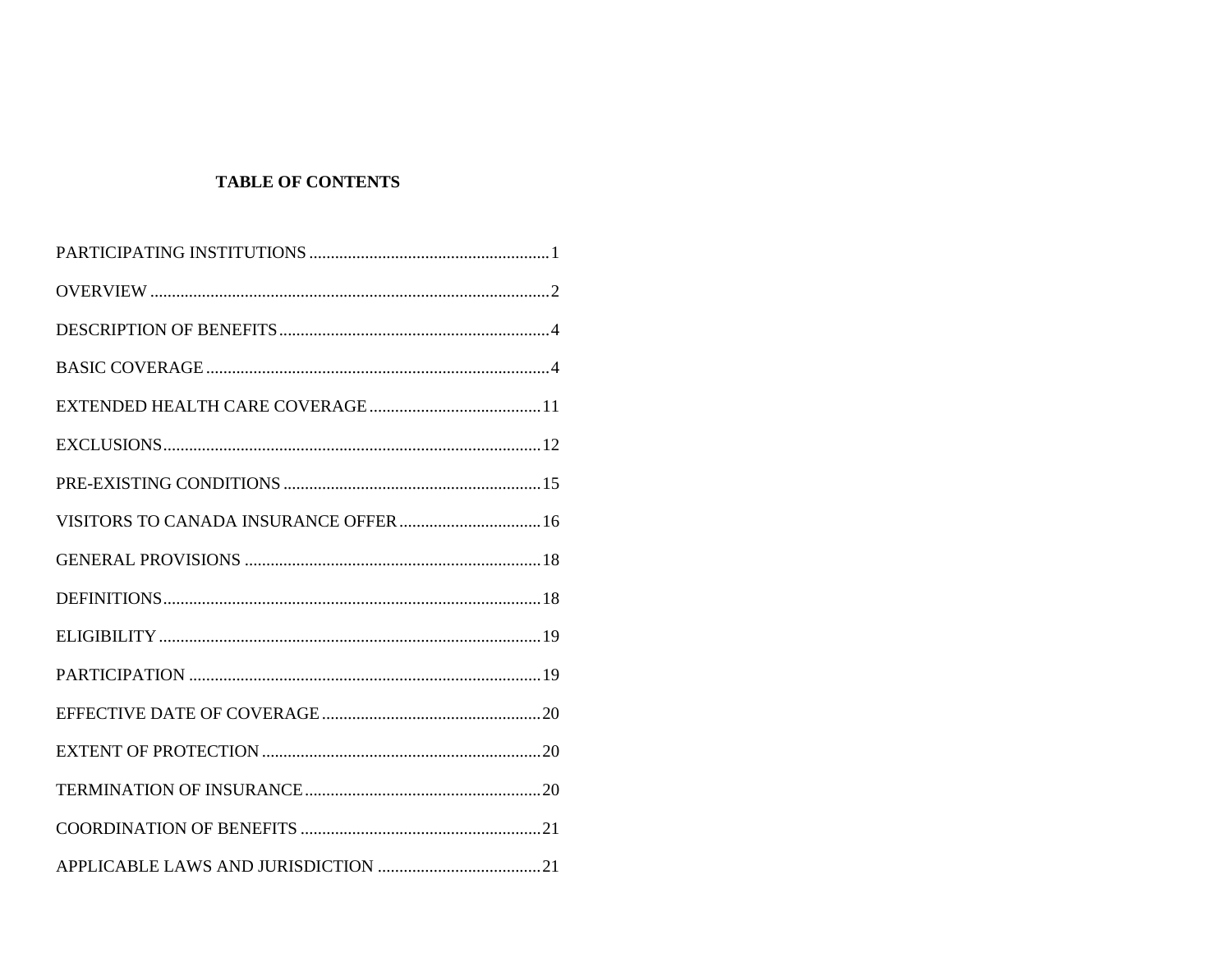## TABLE OF CONTENTS

| | |
|---|---|
| PARTICIPATING INSTITUTIONS | 1 |
| OVERVIEW | 2 |
| DESCRIPTION OF BENEFITS | 4 |
| BASIC COVERAGE | 4 |
| EXTENDED HEALTH CARE COVERAGE | 11 |
| EXCLUSIONS | 12 |
| PRE-EXISTING CONDITIONS | 15 |
| VISITORS TO CANADA INSURANCE OFFER | 16 |
| GENERAL PROVISIONS | 18 |
| DEFINITIONS | 18 |
| ELIGIBILITY | 19 |
| PARTICIPATION | 19 |
| EFFECTIVE DATE OF COVERAGE | 20 |
| EXTENT OF PROTECTION | 20 |
| TERMINATION OF INSURANCE | 20 |
| COORDINATION OF BENEFITS | 21 |
| APPLICABLE LAWS AND JURISDICTION | 21 |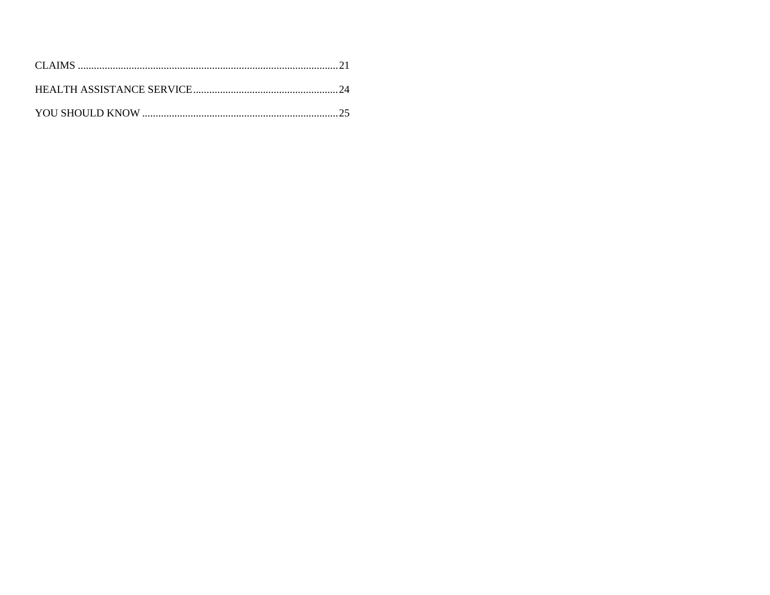CLAIMS ................................................................................................21

HEALTH ASSISTANCE SERVICE......................................................24

YOU SHOULD KNOW .........................................................................25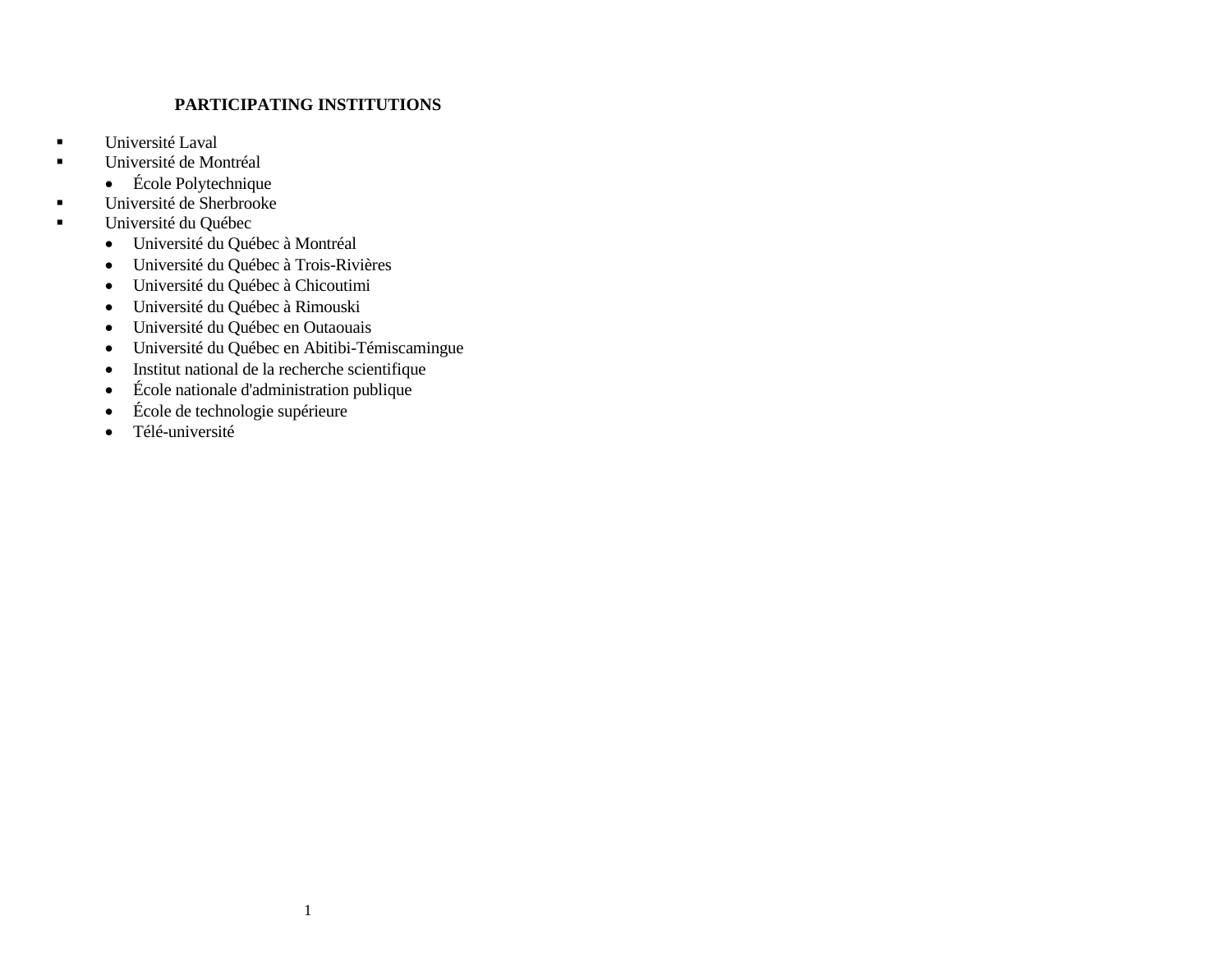## PARTICIPATING INSTITUTIONS

- Université Laval
- Université de Montréal
  - École Polytechnique
- Université de Sherbrooke
- Université du Québec
  - Université du Québec à Montréal
  - Université du Québec à Trois-Rivières
  - Université du Québec à Chicoutimi
  - Université du Québec à Rimouski
  - Université du Québec en Outaouais
  - Université du Québec en Abitibi-Témiscamingue
  - Institut national de la recherche scientifique
  - École nationale d'administration publique
  - École de technologie supérieure
  - Télé-université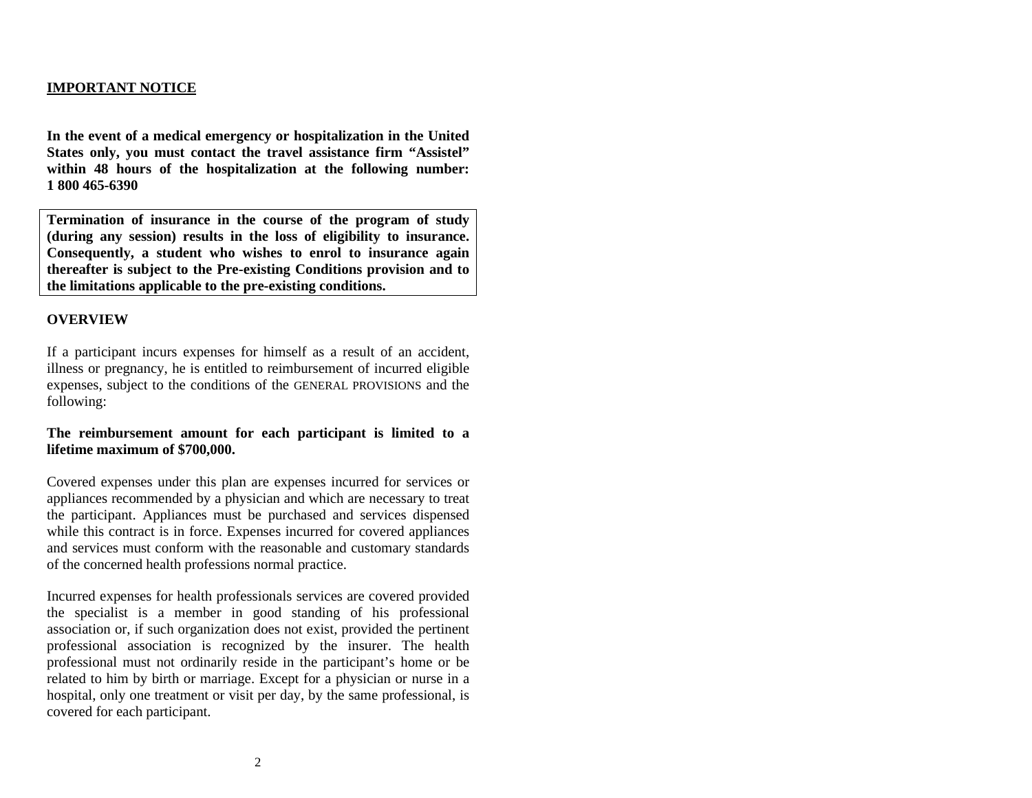## IMPORTANT NOTICE

**In the event of a medical emergency or hospitalization in the United States only, you must contact the travel assistance firm "Assistel" within 48 hours of the hospitalization at the following number: 1 800 465-6390**

**Termination of insurance in the course of the program of study (during any session) results in the loss of eligibility to insurance. Consequently, a student who wishes to enrol to insurance again thereafter is subject to the Pre-existing Conditions provision and to the limitations applicable to the pre-existing conditions.**

## OVERVIEW

If a participant incurs expenses for himself as a result of an accident, illness or pregnancy, he is entitled to reimbursement of incurred eligible expenses, subject to the conditions of the GENERAL PROVISIONS and the following:

**The reimbursement amount for each participant is limited to a lifetime maximum of $700,000.**

Covered expenses under this plan are expenses incurred for services or appliances recommended by a physician and which are necessary to treat the participant. Appliances must be purchased and services dispensed while this contract is in force. Expenses incurred for covered appliances and services must conform with the reasonable and customary standards of the concerned health professions normal practice.

Incurred expenses for health professionals services are covered provided the specialist is a member in good standing of his professional association or, if such organization does not exist, provided the pertinent professional association is recognized by the insurer. The health professional must not ordinarily reside in the participant's home or be related to him by birth or marriage. Except for a physician or nurse in a hospital, only one treatment or visit per day, by the same professional, is covered for each participant.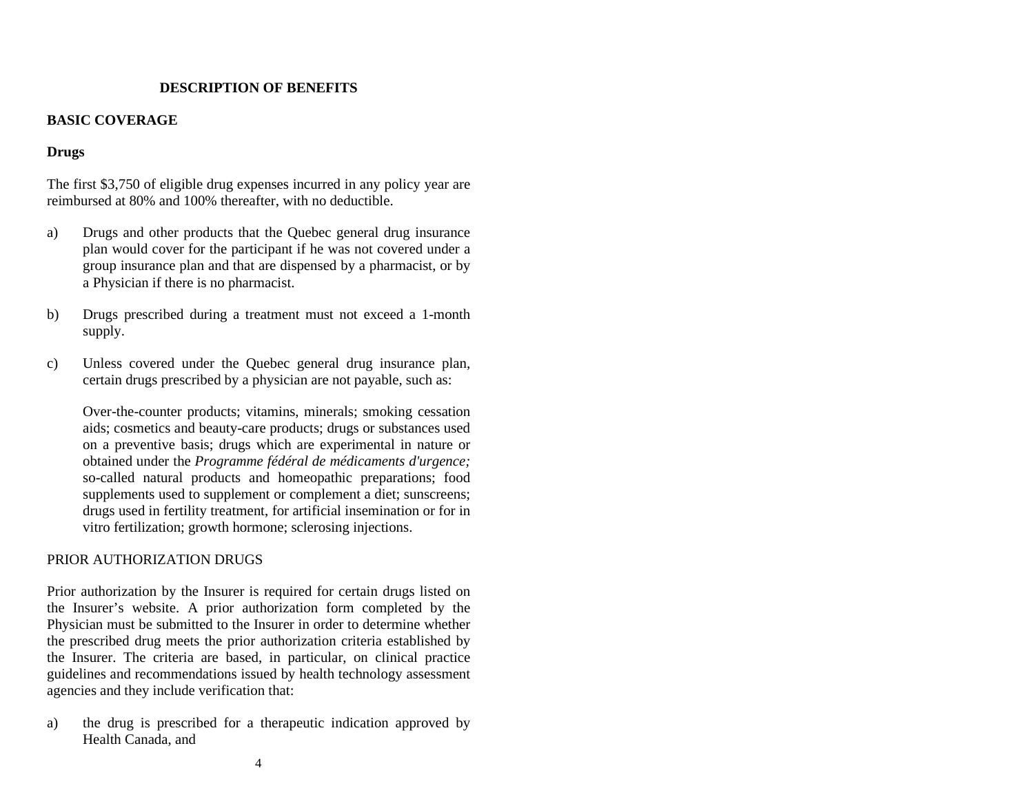# DESCRIPTION OF BENEFITS

## BASIC COVERAGE

### Drugs

The first $3,750 of eligible drug expenses incurred in any policy year are reimbursed at 80% and 100% thereafter, with no deductible.

a) Drugs and other products that the Quebec general drug insurance plan would cover for the participant if he was not covered under a group insurance plan and that are dispensed by a pharmacist, or by a Physician if there is no pharmacist.

b) Drugs prescribed during a treatment must not exceed a 1-month supply.

c) Unless covered under the Quebec general drug insurance plan, certain drugs prescribed by a physician are not payable, such as:

   Over-the-counter products; vitamins, minerals; smoking cessation aids; cosmetics and beauty-care products; drugs or substances used on a preventive basis; drugs which are experimental in nature or obtained under the *Programme fédéral de médicaments d'urgence;* so-called natural products and homeopathic preparations; food supplements used to supplement or complement a diet; sunscreens; drugs used in fertility treatment, for artificial insemination or for in vitro fertilization; growth hormone; sclerosing injections.

PRIOR AUTHORIZATION DRUGS

Prior authorization by the Insurer is required for certain drugs listed on the Insurer's website. A prior authorization form completed by the Physician must be submitted to the Insurer in order to determine whether the prescribed drug meets the prior authorization criteria established by the Insurer. The criteria are based, in particular, on clinical practice guidelines and recommendations issued by health technology assessment agencies and they include verification that:

a) the drug is prescribed for a therapeutic indication approved by Health Canada, and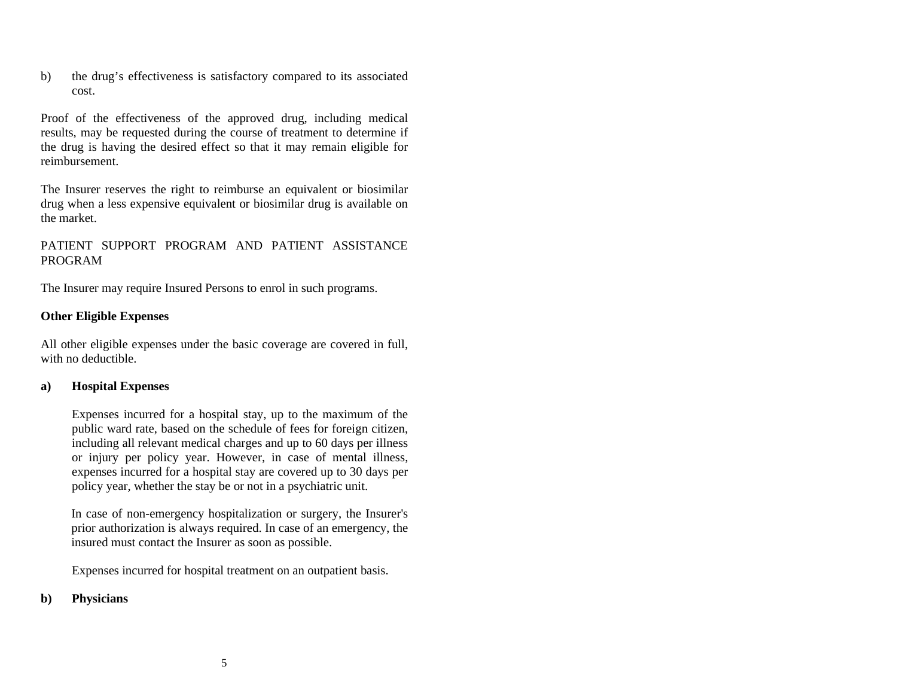b) the drug's effectiveness is satisfactory compared to its associated cost.

Proof of the effectiveness of the approved drug, including medical results, may be requested during the course of treatment to determine if the drug is having the desired effect so that it may remain eligible for reimbursement.

The Insurer reserves the right to reimburse an equivalent or biosimilar drug when a less expensive equivalent or biosimilar drug is available on the market.

PATIENT SUPPORT PROGRAM AND PATIENT ASSISTANCE PROGRAM

The Insurer may require Insured Persons to enrol in such programs.

**Other Eligible Expenses**

All other eligible expenses under the basic coverage are covered in full, with no deductible.

**a) Hospital Expenses**

Expenses incurred for a hospital stay, up to the maximum of the public ward rate, based on the schedule of fees for foreign citizen, including all relevant medical charges and up to 60 days per illness or injury per policy year. However, in case of mental illness, expenses incurred for a hospital stay are covered up to 30 days per policy year, whether the stay be or not in a psychiatric unit.

In case of non-emergency hospitalization or surgery, the Insurer's prior authorization is always required. In case of an emergency, the insured must contact the Insurer as soon as possible.

Expenses incurred for hospital treatment on an outpatient basis.

**b) Physicians**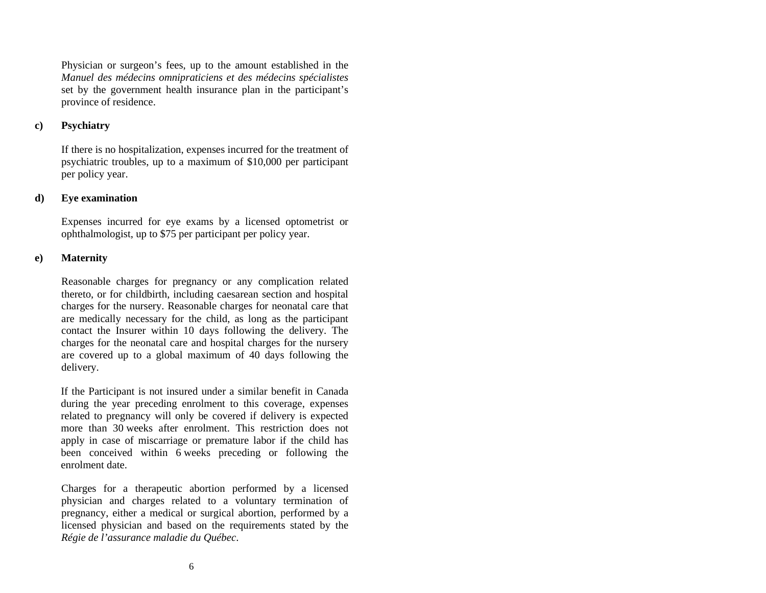Physician or surgeon’s fees, up to the amount established in the *Manuel des médecins omnipraticiens et des médecins spécialistes* set by the government health insurance plan in the participant’s province of residence.

**c) Psychiatry**

If there is no hospitalization, expenses incurred for the treatment of psychiatric troubles, up to a maximum of $10,000 per participant per policy year.

**d) Eye examination**

Expenses incurred for eye exams by a licensed optometrist or ophthalmologist, up to $75 per participant per policy year.

**e) Maternity**

Reasonable charges for pregnancy or any complication related thereto, or for childbirth, including caesarean section and hospital charges for the nursery. Reasonable charges for neonatal care that are medically necessary for the child, as long as the participant contact the Insurer within 10 days following the delivery. The charges for the neonatal care and hospital charges for the nursery are covered up to a global maximum of 40 days following the delivery.

If the Participant is not insured under a similar benefit in Canada during the year preceding enrolment to this coverage, expenses related to pregnancy will only be covered if delivery is expected more than 30 weeks after enrolment. This restriction does not apply in case of miscarriage or premature labor if the child has been conceived within 6 weeks preceding or following the enrolment date.

Charges for a therapeutic abortion performed by a licensed physician and charges related to a voluntary termination of pregnancy, either a medical or surgical abortion, performed by a licensed physician and based on the requirements stated by the *Régie de l’assurance maladie du Québec*.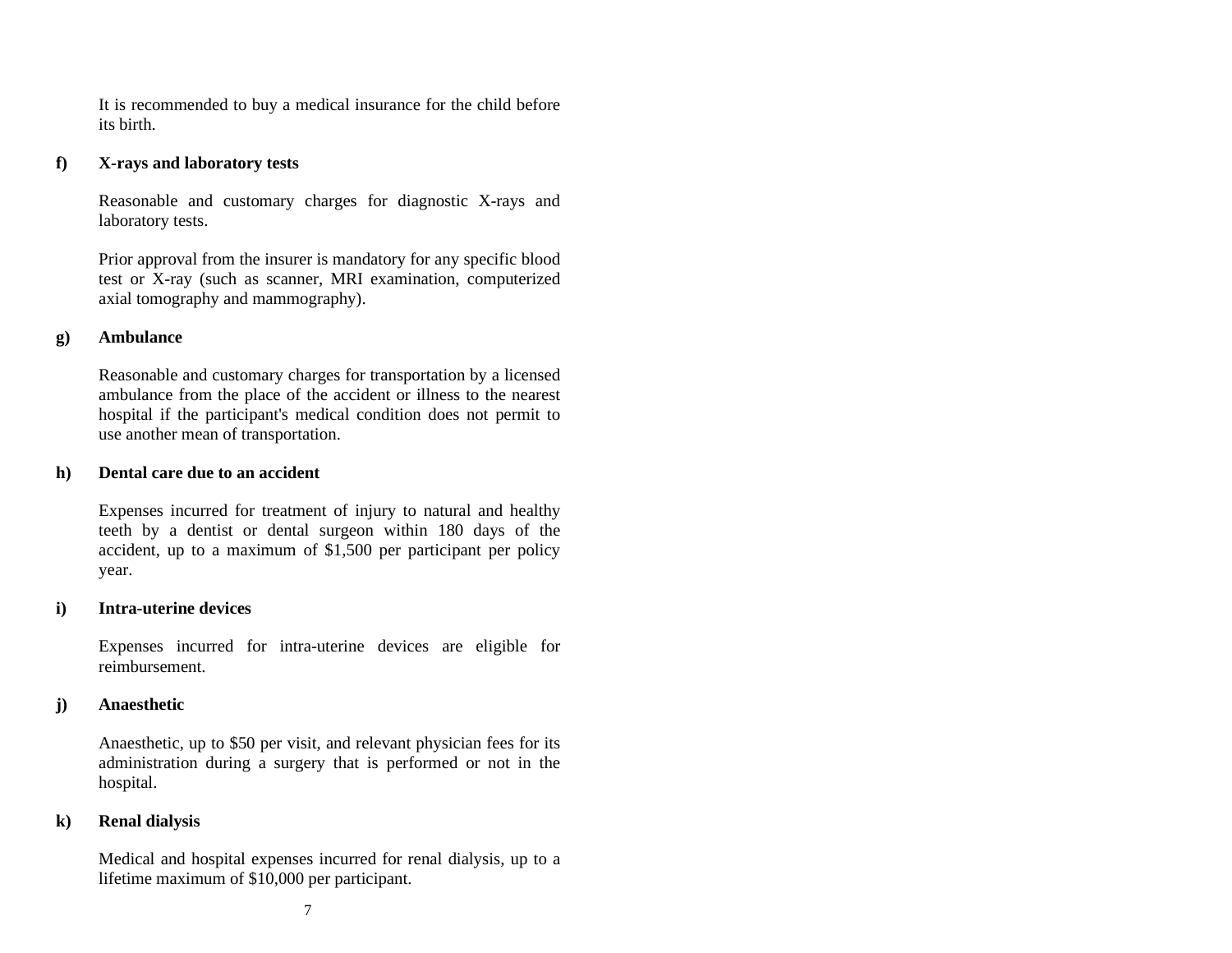It is recommended to buy a medical insurance for the child before its birth.

**f) X-rays and laboratory tests**

Reasonable and customary charges for diagnostic X-rays and laboratory tests.

Prior approval from the insurer is mandatory for any specific blood test or X-ray (such as scanner, MRI examination, computerized axial tomography and mammography).

**g) Ambulance**

Reasonable and customary charges for transportation by a licensed ambulance from the place of the accident or illness to the nearest hospital if the participant's medical condition does not permit to use another mean of transportation.

**h) Dental care due to an accident**

Expenses incurred for treatment of injury to natural and healthy teeth by a dentist or dental surgeon within 180 days of the accident, up to a maximum of $1,500 per participant per policy year.

**i) Intra-uterine devices**

Expenses incurred for intra-uterine devices are eligible for reimbursement.

**j) Anaesthetic**

Anaesthetic, up to $50 per visit, and relevant physician fees for its administration during a surgery that is performed or not in the hospital.

**k) Renal dialysis**

Medical and hospital expenses incurred for renal dialysis, up to a lifetime maximum of $10,000 per participant.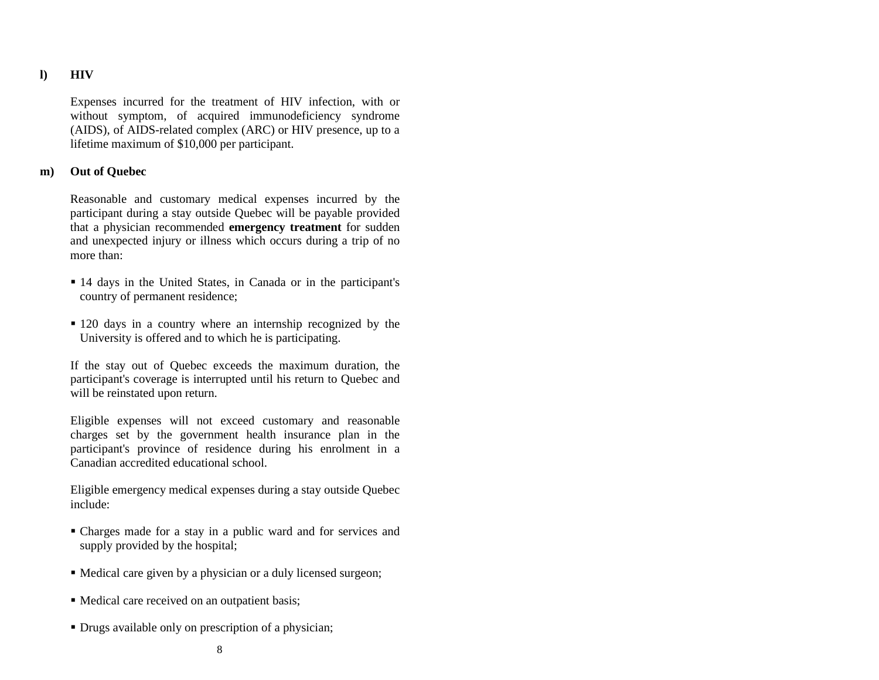**l) HIV**

Expenses incurred for the treatment of HIV infection, with or without symptom, of acquired immunodeficiency syndrome (AIDS), of AIDS-related complex (ARC) or HIV presence, up to a lifetime maximum of $10,000 per participant.

**m) Out of Quebec**

Reasonable and customary medical expenses incurred by the participant during a stay outside Quebec will be payable provided that a physician recommended **emergency treatment** for sudden and unexpected injury or illness which occurs during a trip of no more than:

- 14 days in the United States, in Canada or in the participant's country of permanent residence;
- 120 days in a country where an internship recognized by the University is offered and to which he is participating.

If the stay out of Quebec exceeds the maximum duration, the participant's coverage is interrupted until his return to Quebec and will be reinstated upon return.

Eligible expenses will not exceed customary and reasonable charges set by the government health insurance plan in the participant's province of residence during his enrolment in a Canadian accredited educational school.

Eligible emergency medical expenses during a stay outside Quebec include:

- Charges made for a stay in a public ward and for services and supply provided by the hospital;
- Medical care given by a physician or a duly licensed surgeon;
- Medical care received on an outpatient basis;
- Drugs available only on prescription of a physician;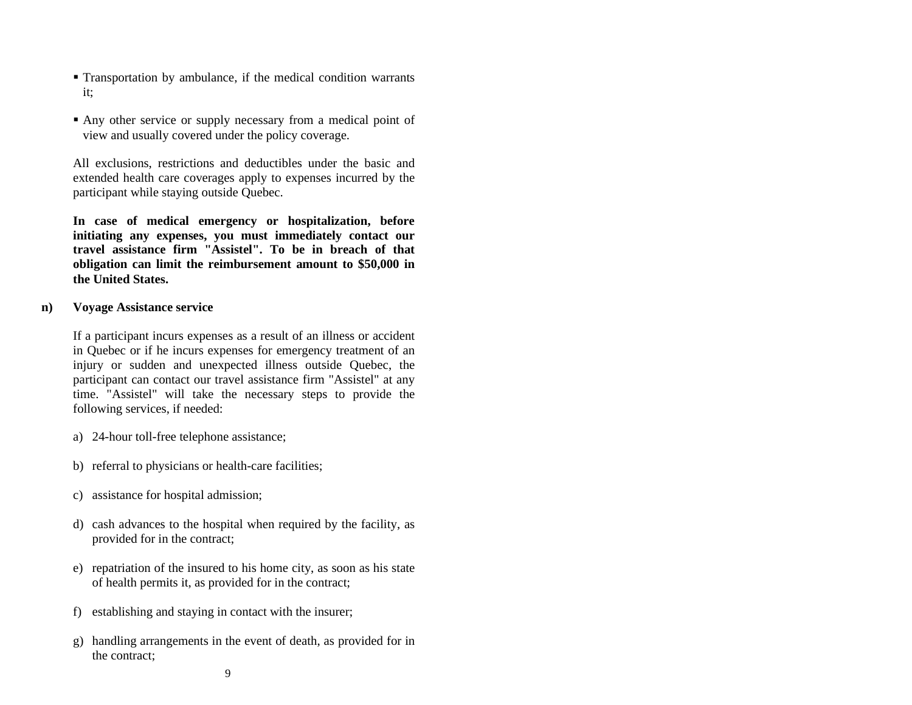- Transportation by ambulance, if the medical condition warrants it;
- Any other service or supply necessary from a medical point of view and usually covered under the policy coverage.

All exclusions, restrictions and deductibles under the basic and extended health care coverages apply to expenses incurred by the participant while staying outside Quebec.

**In case of medical emergency or hospitalization, before initiating any expenses, you must immediately contact our travel assistance firm "Assistel". To be in breach of that obligation can limit the reimbursement amount to $50,000 in the United States.**

**n) Voyage Assistance service**

If a participant incurs expenses as a result of an illness or accident in Quebec or if he incurs expenses for emergency treatment of an injury or sudden and unexpected illness outside Quebec, the participant can contact our travel assistance firm "Assistel" at any time. "Assistel" will take the necessary steps to provide the following services, if needed:

a) 24-hour toll-free telephone assistance;

b) referral to physicians or health-care facilities;

c) assistance for hospital admission;

d) cash advances to the hospital when required by the facility, as provided for in the contract;

e) repatriation of the insured to his home city, as soon as his state of health permits it, as provided for in the contract;

f) establishing and staying in contact with the insurer;

g) handling arrangements in the event of death, as provided for in the contract;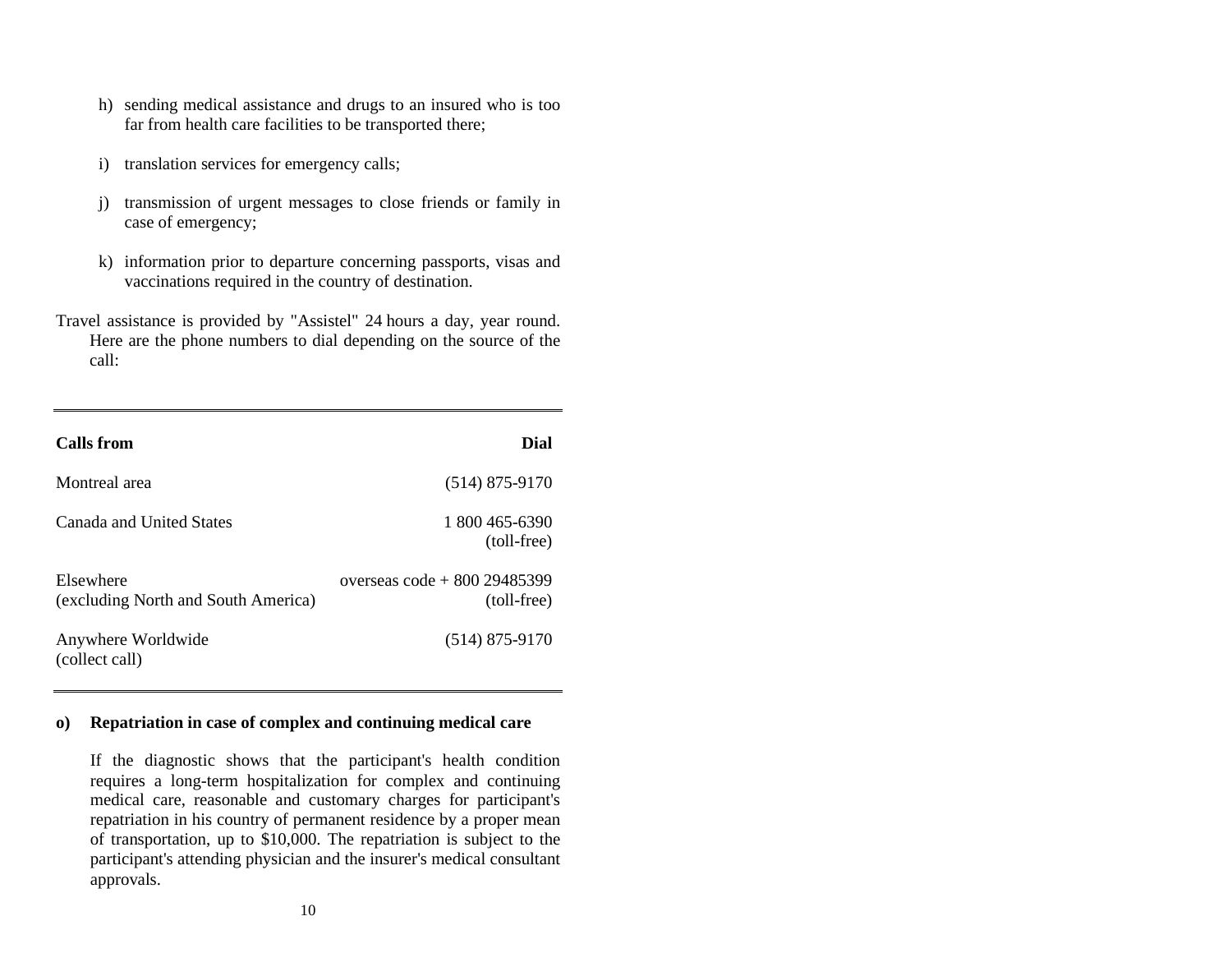h) sending medical assistance and drugs to an insured who is too far from health care facilities to be transported there;

i) translation services for emergency calls;

j) transmission of urgent messages to close friends or family in case of emergency;

k) information prior to departure concerning passports, visas and vaccinations required in the country of destination.

Travel assistance is provided by "Assistel" 24 hours a day, year round. Here are the phone numbers to dial depending on the source of the call:

| Calls from | Dial |
|---|---|
| Montreal area | (514) 875-9170 |
| Canada and United States | 1 800 465-6390 (toll-free) |
| Elsewhere (excluding North and South America) | overseas code + 800 29485399 (toll-free) |
| Anywhere Worldwide (collect call) | (514) 875-9170 |

**o) Repatriation in case of complex and continuing medical care**

If the diagnostic shows that the participant's health condition requires a long-term hospitalization for complex and continuing medical care, reasonable and customary charges for participant's repatriation in his country of permanent residence by a proper mean of transportation, up to $10,000. The repatriation is subject to the participant's attending physician and the insurer's medical consultant approvals.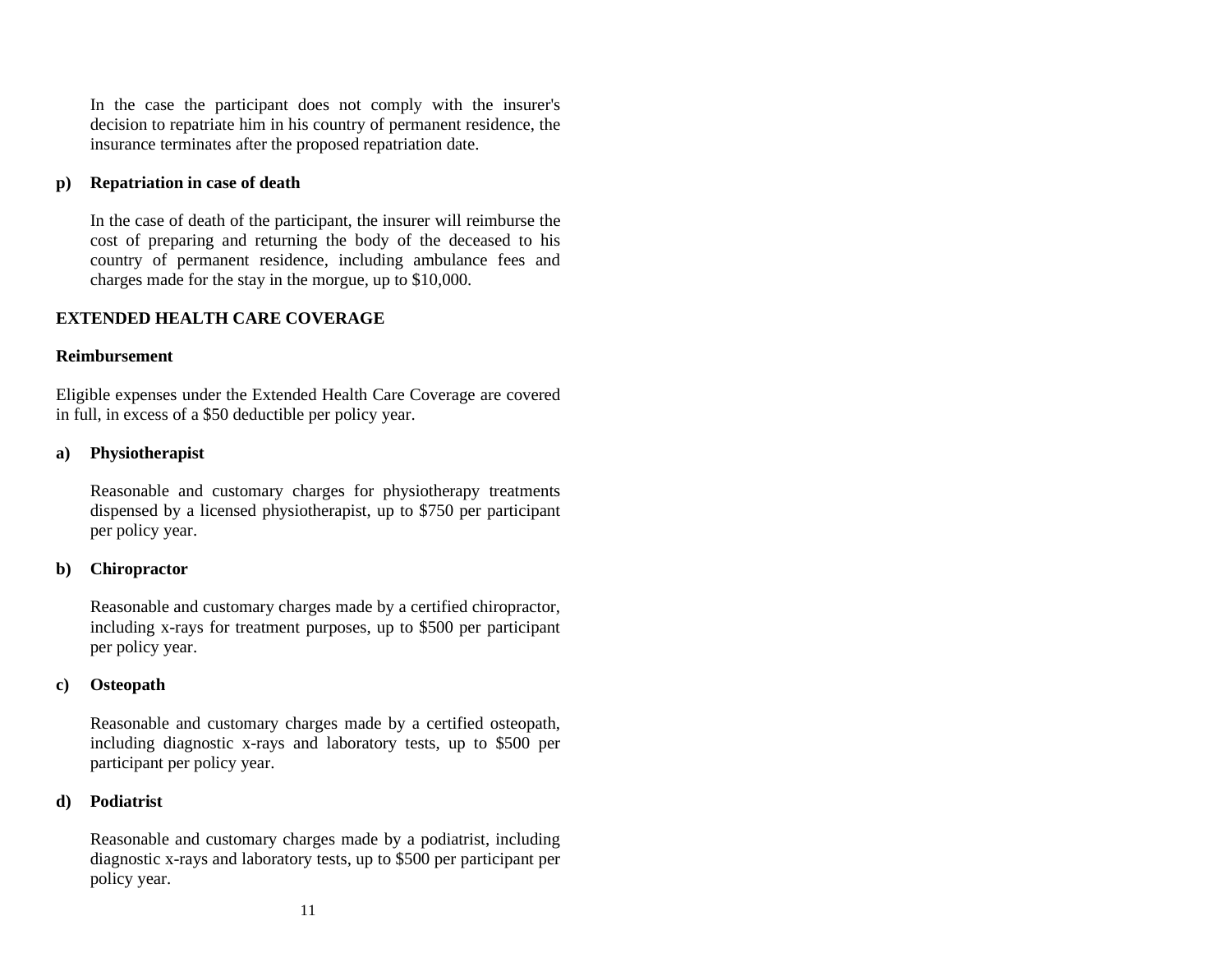In the case the participant does not comply with the insurer's decision to repatriate him in his country of permanent residence, the insurance terminates after the proposed repatriation date.

**p) Repatriation in case of death**

In the case of death of the participant, the insurer will reimburse the cost of preparing and returning the body of the deceased to his country of permanent residence, including ambulance fees and charges made for the stay in the morgue, up to $10,000.

## EXTENDED HEALTH CARE COVERAGE

### Reimbursement

Eligible expenses under the Extended Health Care Coverage are covered in full, in excess of a $50 deductible per policy year.

**a) Physiotherapist**

Reasonable and customary charges for physiotherapy treatments dispensed by a licensed physiotherapist, up to $750 per participant per policy year.

**b) Chiropractor**

Reasonable and customary charges made by a certified chiropractor, including x-rays for treatment purposes, up to $500 per participant per policy year.

**c) Osteopath**

Reasonable and customary charges made by a certified osteopath, including diagnostic x-rays and laboratory tests, up to $500 per participant per policy year.

**d) Podiatrist**

Reasonable and customary charges made by a podiatrist, including diagnostic x-rays and laboratory tests, up to $500 per participant per policy year.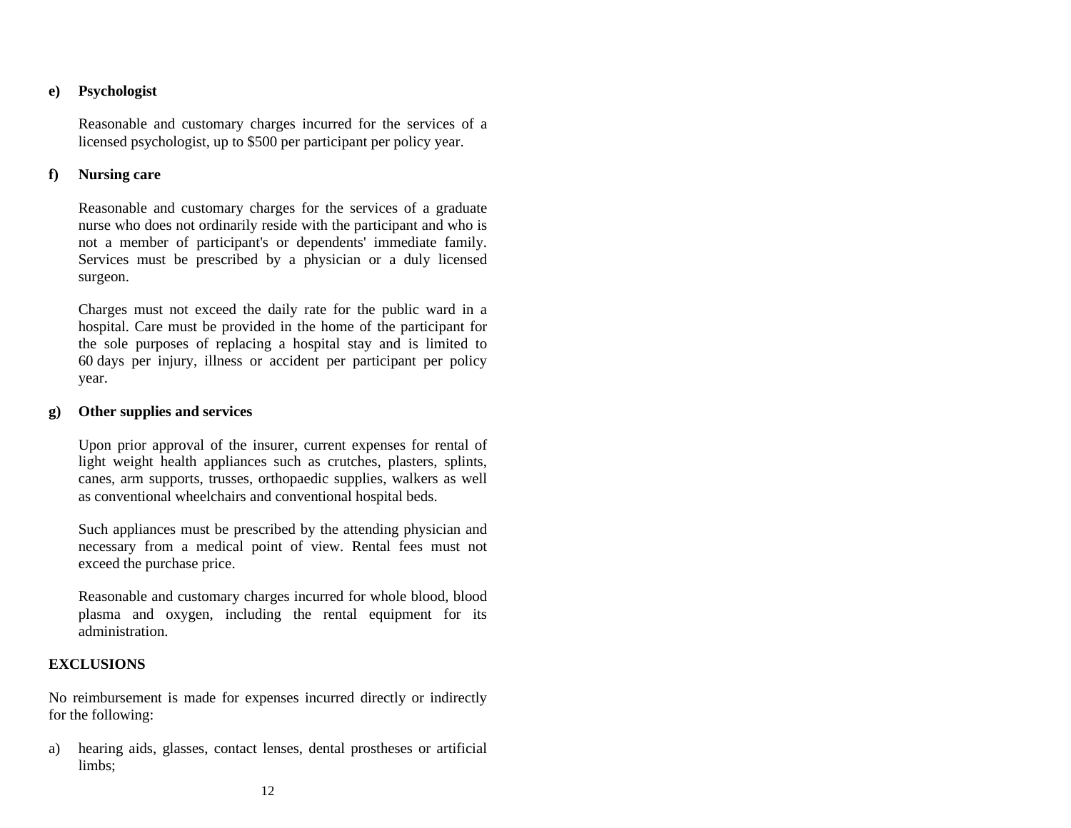**e) Psychologist**

Reasonable and customary charges incurred for the services of a licensed psychologist, up to $500 per participant per policy year.

**f) Nursing care**

Reasonable and customary charges for the services of a graduate nurse who does not ordinarily reside with the participant and who is not a member of participant's or dependents' immediate family. Services must be prescribed by a physician or a duly licensed surgeon.

Charges must not exceed the daily rate for the public ward in a hospital. Care must be provided in the home of the participant for the sole purposes of replacing a hospital stay and is limited to 60 days per injury, illness or accident per participant per policy year.

**g) Other supplies and services**

Upon prior approval of the insurer, current expenses for rental of light weight health appliances such as crutches, plasters, splints, canes, arm supports, trusses, orthopaedic supplies, walkers as well as conventional wheelchairs and conventional hospital beds.

Such appliances must be prescribed by the attending physician and necessary from a medical point of view. Rental fees must not exceed the purchase price.

Reasonable and customary charges incurred for whole blood, blood plasma and oxygen, including the rental equipment for its administration.

**EXCLUSIONS**

No reimbursement is made for expenses incurred directly or indirectly for the following:

a) hearing aids, glasses, contact lenses, dental prostheses or artificial limbs;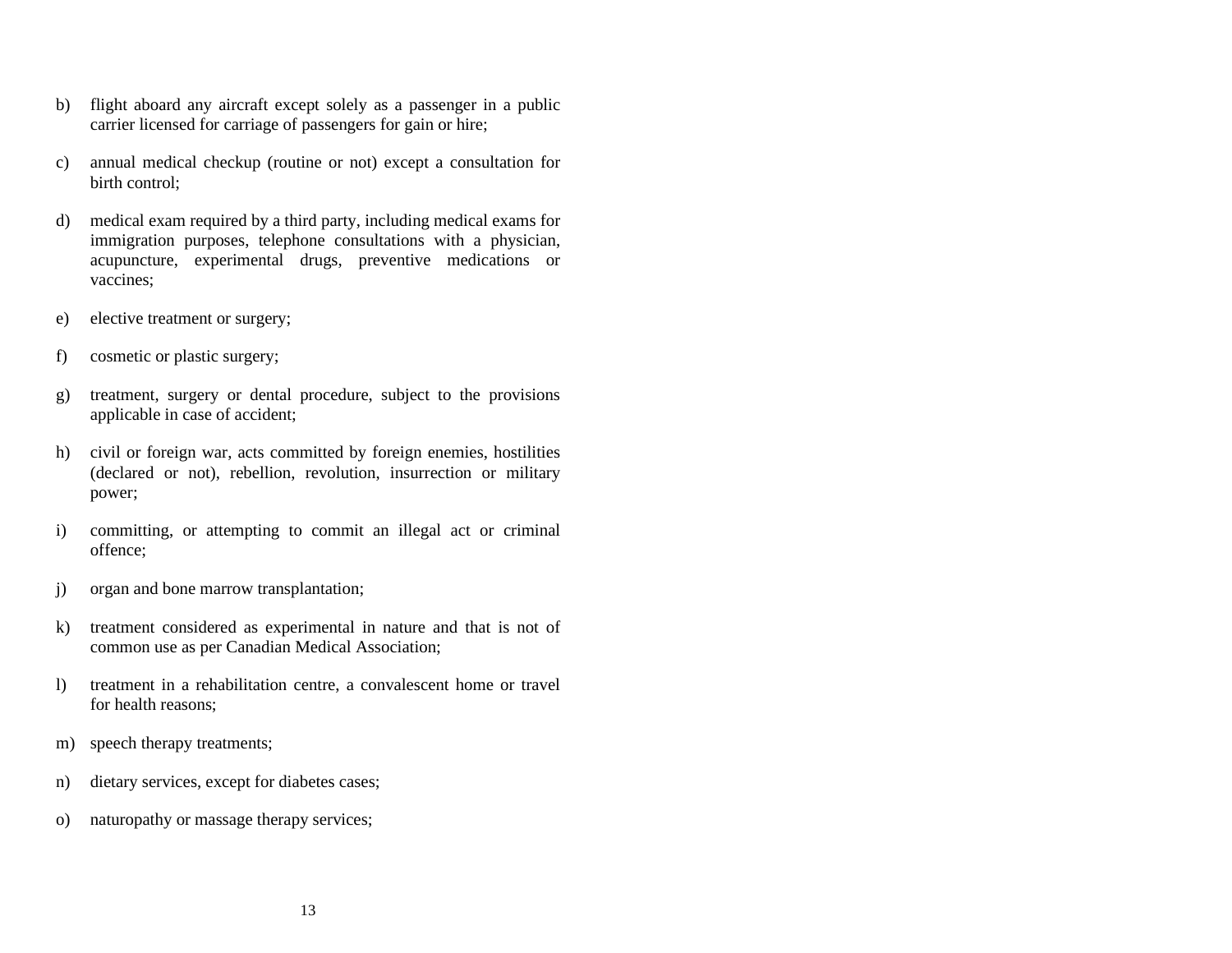b) flight aboard any aircraft except solely as a passenger in a public carrier licensed for carriage of passengers for gain or hire;

c) annual medical checkup (routine or not) except a consultation for birth control;

d) medical exam required by a third party, including medical exams for immigration purposes, telephone consultations with a physician, acupuncture, experimental drugs, preventive medications or vaccines;

e) elective treatment or surgery;

f) cosmetic or plastic surgery;

g) treatment, surgery or dental procedure, subject to the provisions applicable in case of accident;

h) civil or foreign war, acts committed by foreign enemies, hostilities (declared or not), rebellion, revolution, insurrection or military power;

i) committing, or attempting to commit an illegal act or criminal offence;

j) organ and bone marrow transplantation;

k) treatment considered as experimental in nature and that is not of common use as per Canadian Medical Association;

l) treatment in a rehabilitation centre, a convalescent home or travel for health reasons;

m) speech therapy treatments;

n) dietary services, except for diabetes cases;

o) naturopathy or massage therapy services;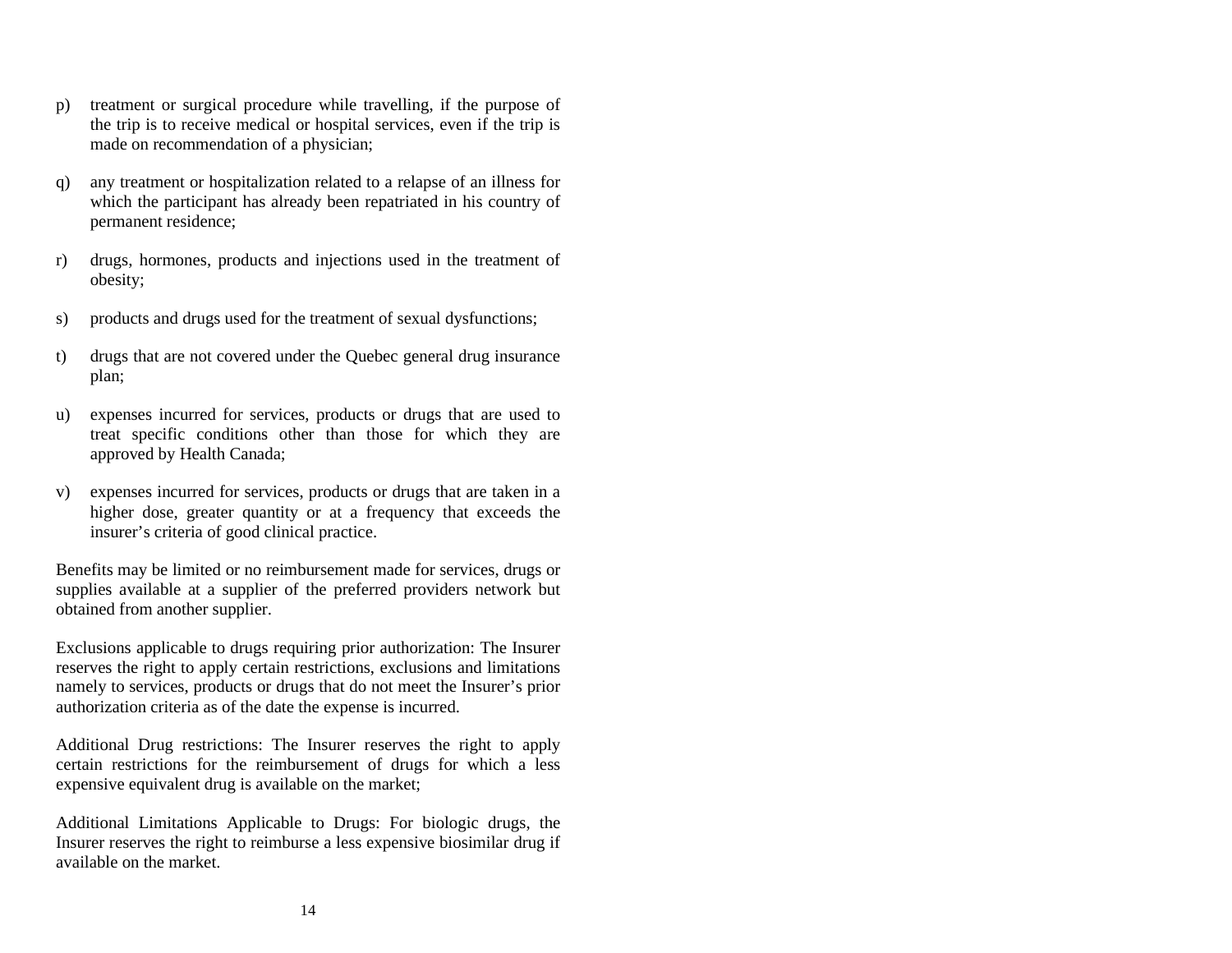p) treatment or surgical procedure while travelling, if the purpose of the trip is to receive medical or hospital services, even if the trip is made on recommendation of a physician;

q) any treatment or hospitalization related to a relapse of an illness for which the participant has already been repatriated in his country of permanent residence;

r) drugs, hormones, products and injections used in the treatment of obesity;

s) products and drugs used for the treatment of sexual dysfunctions;

t) drugs that are not covered under the Quebec general drug insurance plan;

u) expenses incurred for services, products or drugs that are used to treat specific conditions other than those for which they are approved by Health Canada;

v) expenses incurred for services, products or drugs that are taken in a higher dose, greater quantity or at a frequency that exceeds the insurer's criteria of good clinical practice.

Benefits may be limited or no reimbursement made for services, drugs or supplies available at a supplier of the preferred providers network but obtained from another supplier.

Exclusions applicable to drugs requiring prior authorization: The Insurer reserves the right to apply certain restrictions, exclusions and limitations namely to services, products or drugs that do not meet the Insurer's prior authorization criteria as of the date the expense is incurred.

Additional Drug restrictions: The Insurer reserves the right to apply certain restrictions for the reimbursement of drugs for which a less expensive equivalent drug is available on the market;

Additional Limitations Applicable to Drugs: For biologic drugs, the Insurer reserves the right to reimburse a less expensive biosimilar drug if available on the market.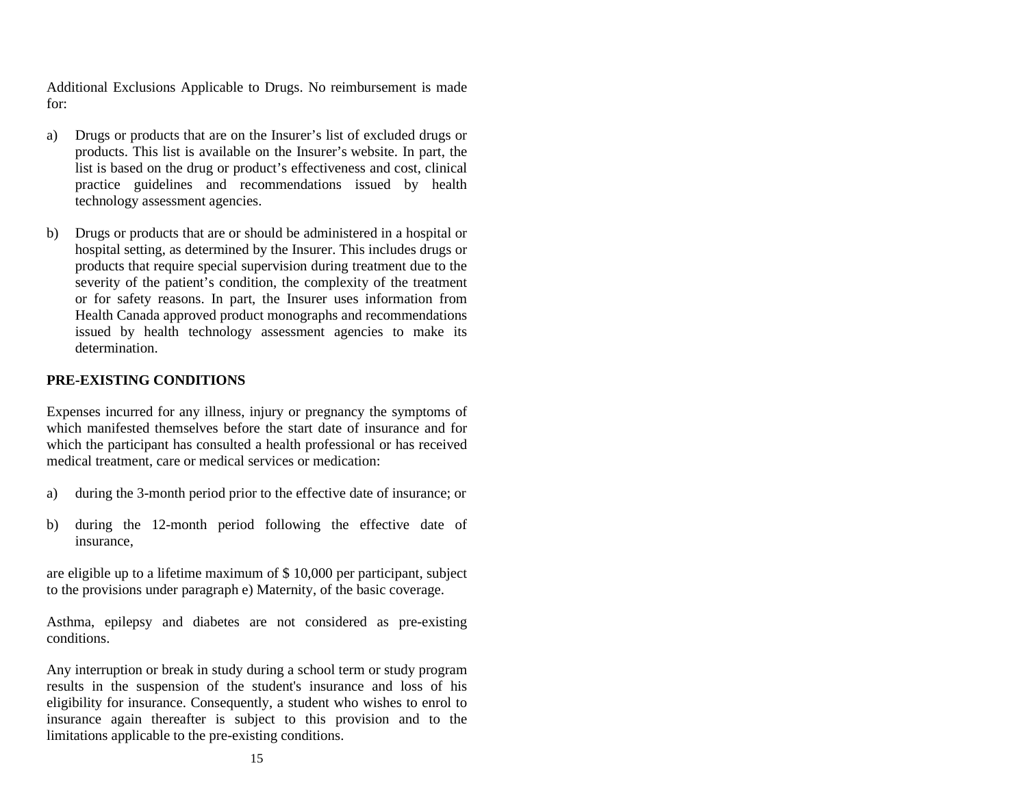Additional Exclusions Applicable to Drugs. No reimbursement is made for:

a) Drugs or products that are on the Insurer's list of excluded drugs or products. This list is available on the Insurer's website. In part, the list is based on the drug or product's effectiveness and cost, clinical practice guidelines and recommendations issued by health technology assessment agencies.

b) Drugs or products that are or should be administered in a hospital or hospital setting, as determined by the Insurer. This includes drugs or products that require special supervision during treatment due to the severity of the patient's condition, the complexity of the treatment or for safety reasons. In part, the Insurer uses information from Health Canada approved product monographs and recommendations issued by health technology assessment agencies to make its determination.

**PRE-EXISTING CONDITIONS**

Expenses incurred for any illness, injury or pregnancy the symptoms of which manifested themselves before the start date of insurance and for which the participant has consulted a health professional or has received medical treatment, care or medical services or medication:

a) during the 3-month period prior to the effective date of insurance; or

b) during the 12-month period following the effective date of insurance,

are eligible up to a lifetime maximum of $ 10,000 per participant, subject to the provisions under paragraph e) Maternity, of the basic coverage.

Asthma, epilepsy and diabetes are not considered as pre-existing conditions.

Any interruption or break in study during a school term or study program results in the suspension of the student's insurance and loss of his eligibility for insurance. Consequently, a student who wishes to enrol to insurance again thereafter is subject to this provision and to the limitations applicable to the pre-existing conditions.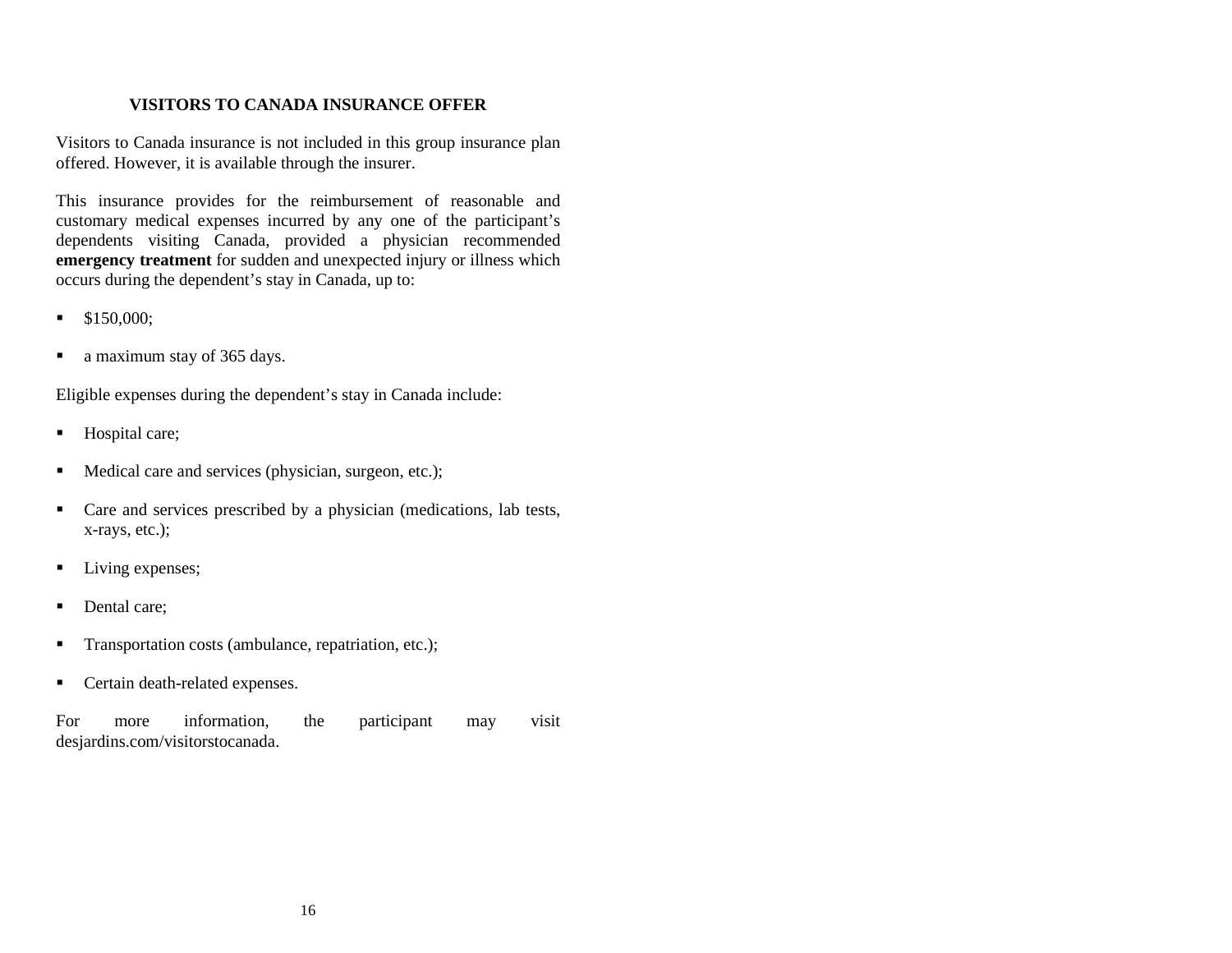## VISITORS TO CANADA INSURANCE OFFER

Visitors to Canada insurance is not included in this group insurance plan offered. However, it is available through the insurer.

This insurance provides for the reimbursement of reasonable and customary medical expenses incurred by any one of the participant's dependents visiting Canada, provided a physician recommended **emergency treatment** for sudden and unexpected injury or illness which occurs during the dependent's stay in Canada, up to:

- $150,000;
- a maximum stay of 365 days.

Eligible expenses during the dependent's stay in Canada include:

- Hospital care;
- Medical care and services (physician, surgeon, etc.);
- Care and services prescribed by a physician (medications, lab tests, x-rays, etc.);
- Living expenses;
- Dental care;
- Transportation costs (ambulance, repatriation, etc.);
- Certain death-related expenses.

For more information, the participant may visit desjardins.com/visitorstocanada.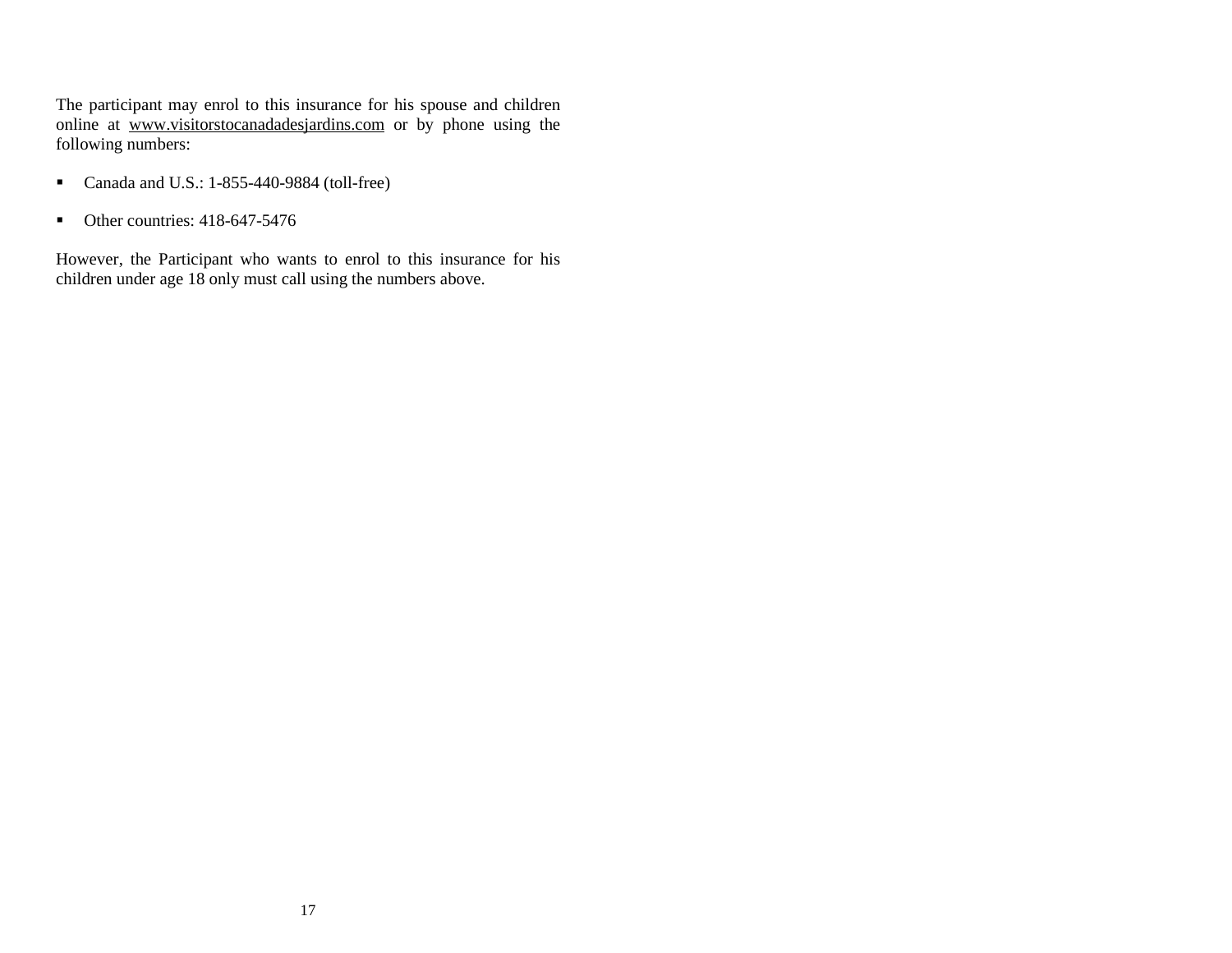The participant may enrol to this insurance for his spouse and children online at www.visitorstocanadadesjardins.com or by phone using the following numbers:

- Canada and U.S.: 1-855-440-9884 (toll-free)
- Other countries: 418-647-5476

However, the Participant who wants to enrol to this insurance for his children under age 18 only must call using the numbers above.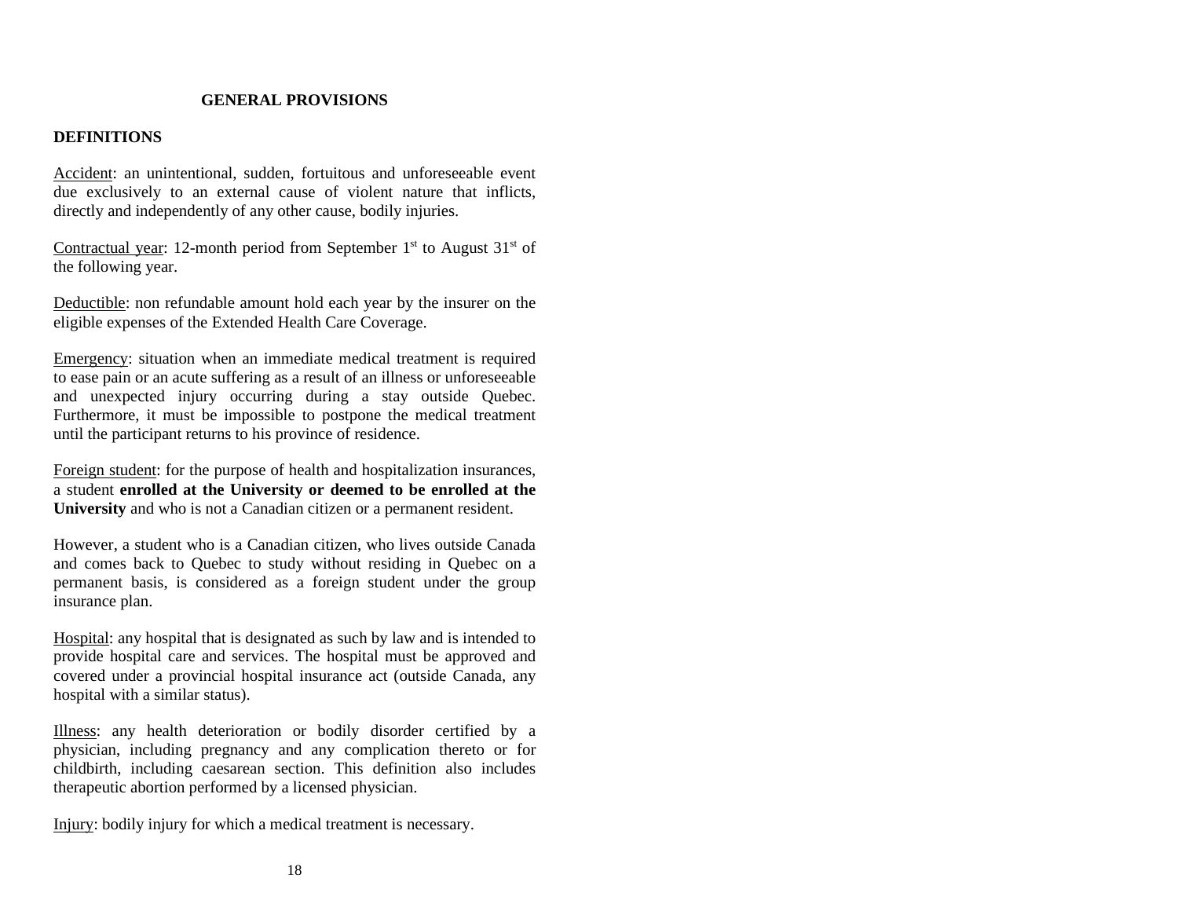## GENERAL PROVISIONS

### DEFINITIONS

Accident: an unintentional, sudden, fortuitous and unforeseeable event due exclusively to an external cause of violent nature that inflicts, directly and independently of any other cause, bodily injuries.

Contractual year: 12-month period from September 1st to August 31st of the following year.

Deductible: non refundable amount hold each year by the insurer on the eligible expenses of the Extended Health Care Coverage.

Emergency: situation when an immediate medical treatment is required to ease pain or an acute suffering as a result of an illness or unforeseeable and unexpected injury occurring during a stay outside Quebec. Furthermore, it must be impossible to postpone the medical treatment until the participant returns to his province of residence.

Foreign student: for the purpose of health and hospitalization insurances, a student **enrolled at the University or deemed to be enrolled at the University** and who is not a Canadian citizen or a permanent resident.

However, a student who is a Canadian citizen, who lives outside Canada and comes back to Quebec to study without residing in Quebec on a permanent basis, is considered as a foreign student under the group insurance plan.

Hospital: any hospital that is designated as such by law and is intended to provide hospital care and services. The hospital must be approved and covered under a provincial hospital insurance act (outside Canada, any hospital with a similar status).

Illness: any health deterioration or bodily disorder certified by a physician, including pregnancy and any complication thereto or for childbirth, including caesarean section. This definition also includes therapeutic abortion performed by a licensed physician.

Injury: bodily injury for which a medical treatment is necessary.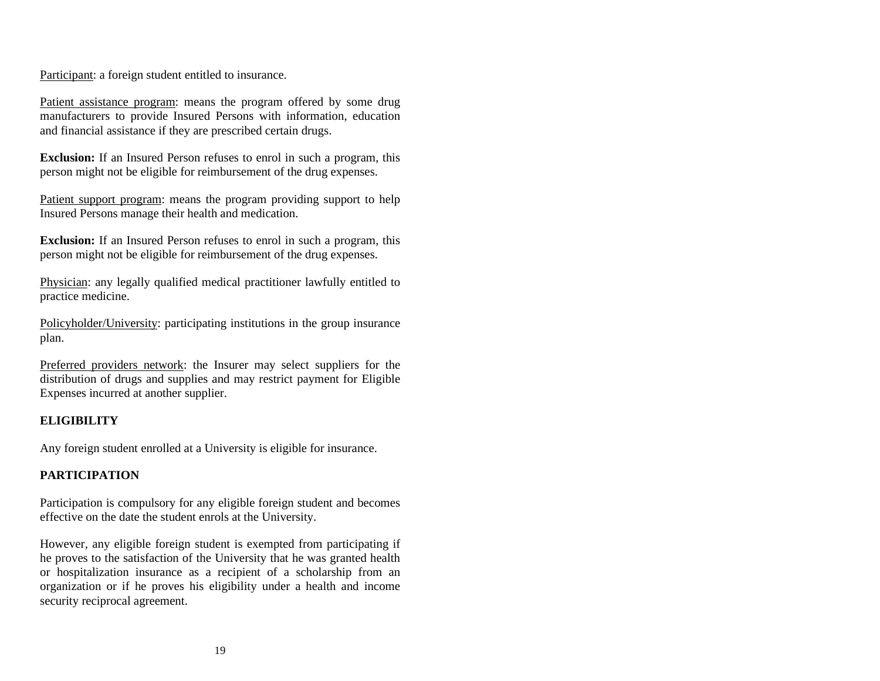Participant: a foreign student entitled to insurance.

Patient assistance program: means the program offered by some drug manufacturers to provide Insured Persons with information, education and financial assistance if they are prescribed certain drugs.

**Exclusion:** If an Insured Person refuses to enrol in such a program, this person might not be eligible for reimbursement of the drug expenses.

Patient support program: means the program providing support to help Insured Persons manage their health and medication.

**Exclusion:** If an Insured Person refuses to enrol in such a program, this person might not be eligible for reimbursement of the drug expenses.

Physician: any legally qualified medical practitioner lawfully entitled to practice medicine.

Policyholder/University: participating institutions in the group insurance plan.

Preferred providers network: the Insurer may select suppliers for the distribution of drugs and supplies and may restrict payment for Eligible Expenses incurred at another supplier.

## ELIGIBILITY

Any foreign student enrolled at a University is eligible for insurance.

## PARTICIPATION

Participation is compulsory for any eligible foreign student and becomes effective on the date the student enrols at the University.

However, any eligible foreign student is exempted from participating if he proves to the satisfaction of the University that he was granted health or hospitalization insurance as a recipient of a scholarship from an organization or if he proves his eligibility under a health and income security reciprocal agreement.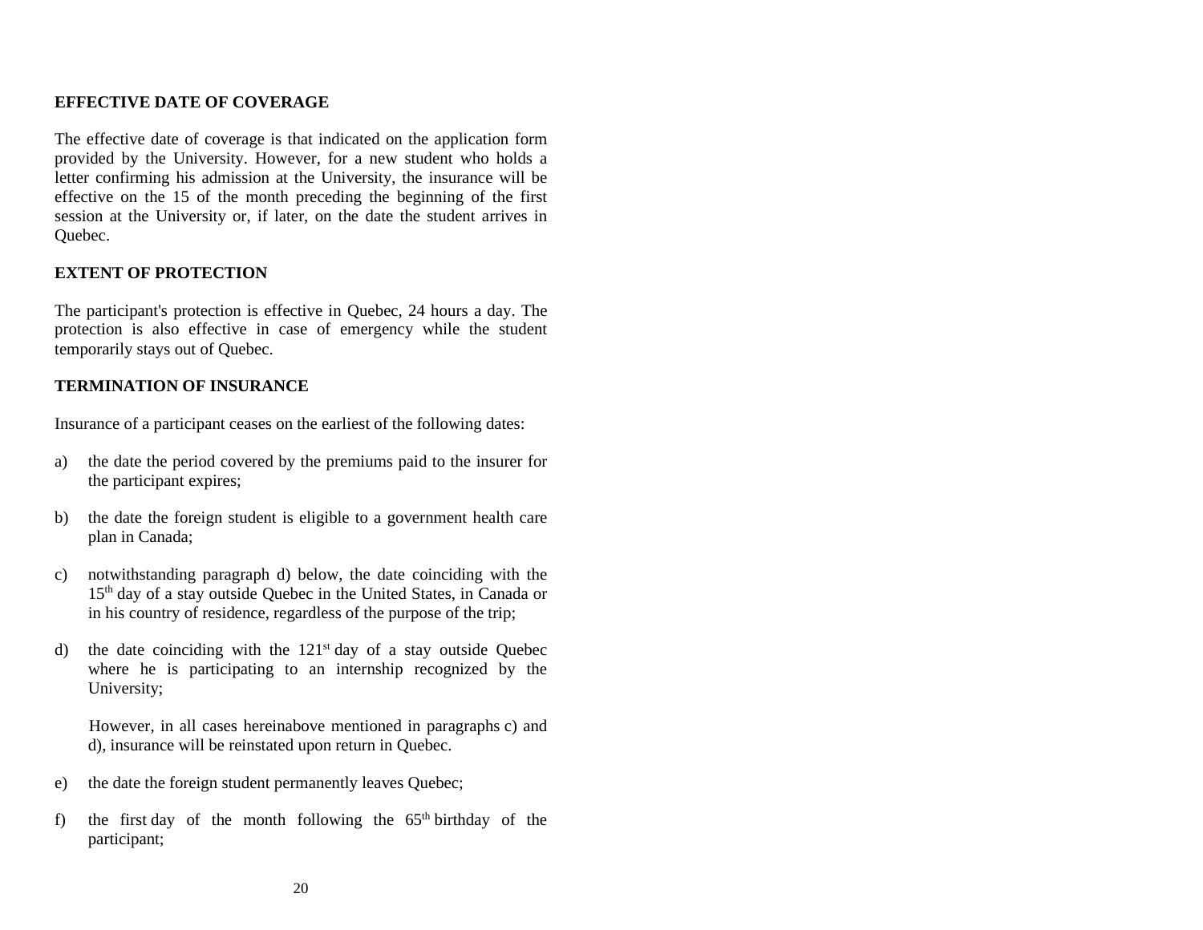## EFFECTIVE DATE OF COVERAGE

The effective date of coverage is that indicated on the application form provided by the University. However, for a new student who holds a letter confirming his admission at the University, the insurance will be effective on the 15 of the month preceding the beginning of the first session at the University or, if later, on the date the student arrives in Quebec.

## EXTENT OF PROTECTION

The participant's protection is effective in Quebec, 24 hours a day. The protection is also effective in case of emergency while the student temporarily stays out of Quebec.

## TERMINATION OF INSURANCE

Insurance of a participant ceases on the earliest of the following dates:

a) the date the period covered by the premiums paid to the insurer for the participant expires;

b) the date the foreign student is eligible to a government health care plan in Canada;

c) notwithstanding paragraph d) below, the date coinciding with the 15th day of a stay outside Quebec in the United States, in Canada or in his country of residence, regardless of the purpose of the trip;

d) the date coinciding with the 121st day of a stay outside Quebec where he is participating to an internship recognized by the University;

   However, in all cases hereinabove mentioned in paragraphs c) and d), insurance will be reinstated upon return in Quebec.

e) the date the foreign student permanently leaves Quebec;

f) the first day of the month following the 65th birthday of the participant;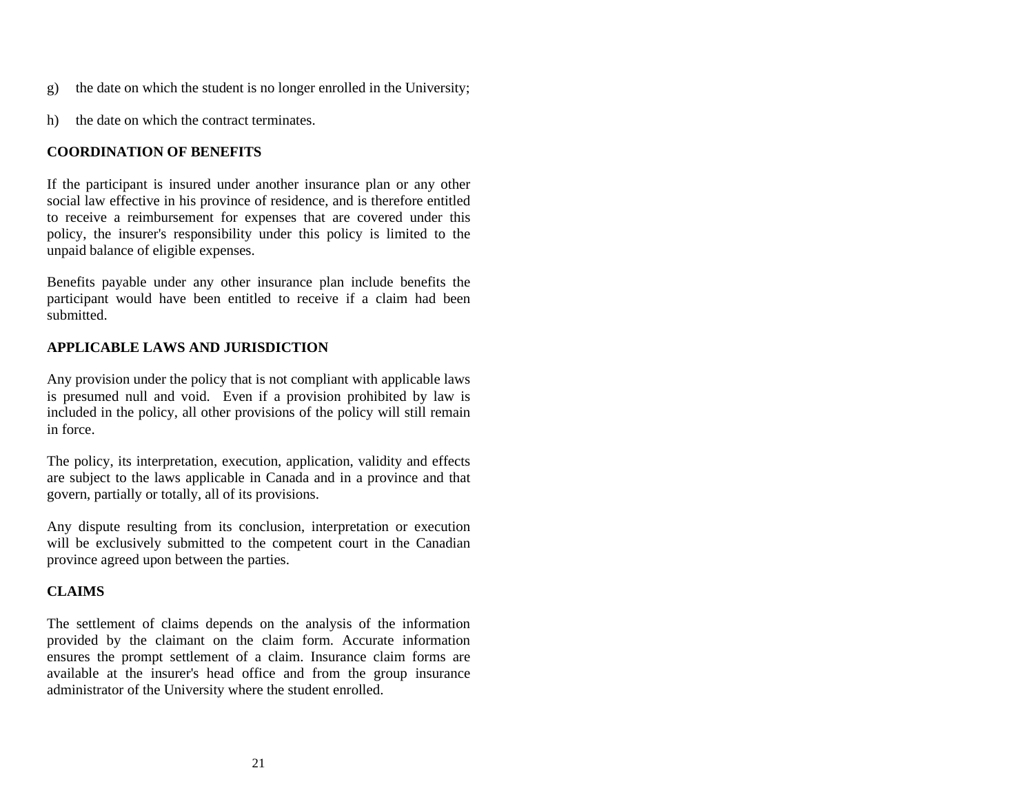g) the date on which the student is no longer enrolled in the University;

h) the date on which the contract terminates.

## COORDINATION OF BENEFITS

If the participant is insured under another insurance plan or any other social law effective in his province of residence, and is therefore entitled to receive a reimbursement for expenses that are covered under this policy, the insurer's responsibility under this policy is limited to the unpaid balance of eligible expenses.

Benefits payable under any other insurance plan include benefits the participant would have been entitled to receive if a claim had been submitted.

## APPLICABLE LAWS AND JURISDICTION

Any provision under the policy that is not compliant with applicable laws is presumed null and void. Even if a provision prohibited by law is included in the policy, all other provisions of the policy will still remain in force.

The policy, its interpretation, execution, application, validity and effects are subject to the laws applicable in Canada and in a province and that govern, partially or totally, all of its provisions.

Any dispute resulting from its conclusion, interpretation or execution will be exclusively submitted to the competent court in the Canadian province agreed upon between the parties.

## CLAIMS

The settlement of claims depends on the analysis of the information provided by the claimant on the claim form. Accurate information ensures the prompt settlement of a claim. Insurance claim forms are available at the insurer's head office and from the group insurance administrator of the University where the student enrolled.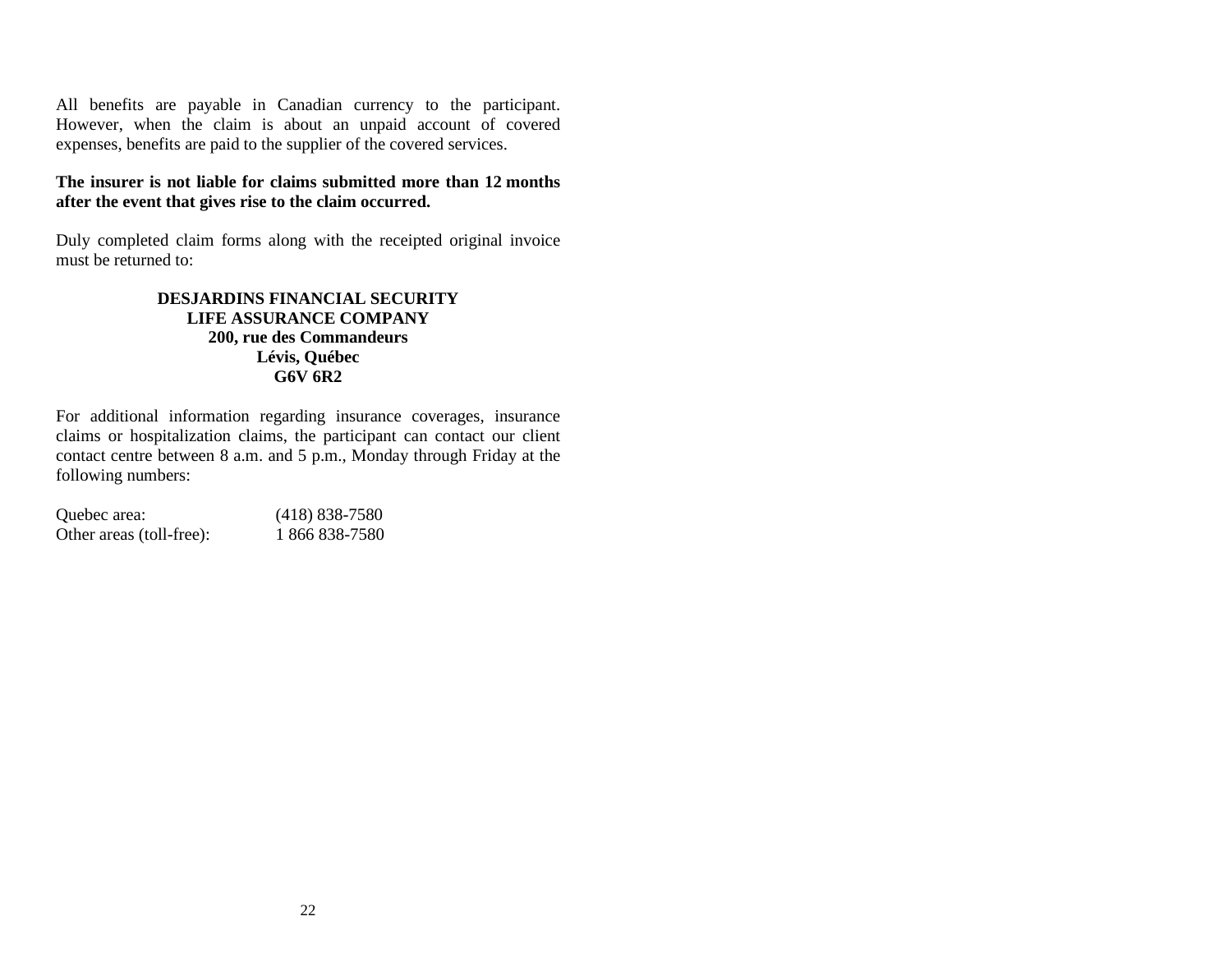All benefits are payable in Canadian currency to the participant. However, when the claim is about an unpaid account of covered expenses, benefits are paid to the supplier of the covered services.

**The insurer is not liable for claims submitted more than 12 months after the event that gives rise to the claim occurred.**

Duly completed claim forms along with the receipted original invoice must be returned to:

**DESJARDINS FINANCIAL SECURITY**
**LIFE ASSURANCE COMPANY**
**200, rue des Commandeurs**
**Lévis, Québec**
**G6V 6R2**

For additional information regarding insurance coverages, insurance claims or hospitalization claims, the participant can contact our client contact centre between 8 a.m. and 5 p.m., Monday through Friday at the following numbers:

| | |
|---|---|
| Quebec area: | (418) 838-7580 |
| Other areas (toll-free): | 1 866 838-7580 |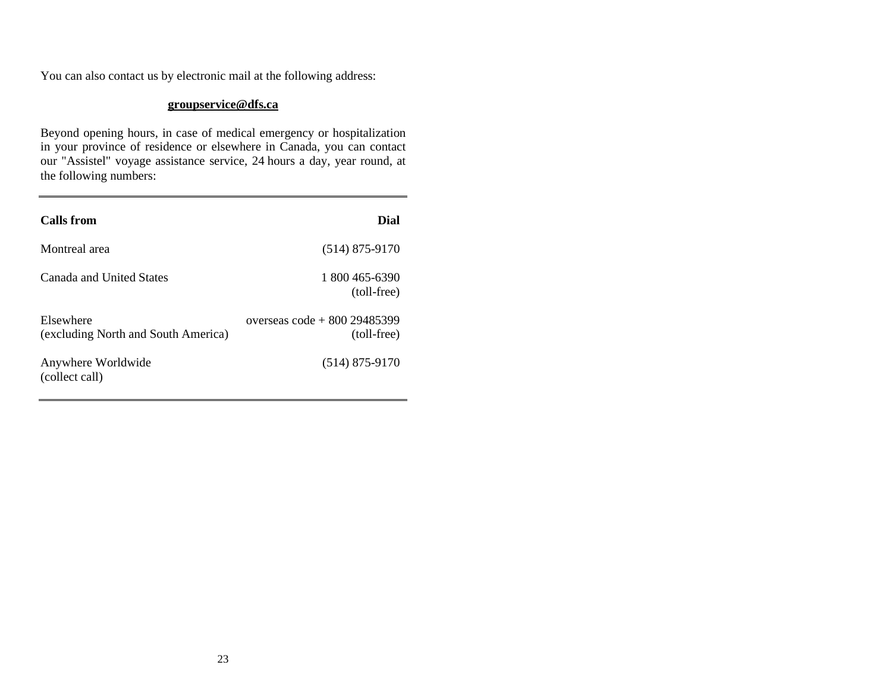You can also contact us by electronic mail at the following address:

**groupservice@dfs.ca**

Beyond opening hours, in case of medical emergency or hospitalization in your province of residence or elsewhere in Canada, you can contact our "Assistel" voyage assistance service, 24 hours a day, year round, at the following numbers:

| Calls from | Dial |
|---|---|
| Montreal area | (514) 875-9170 |
| Canada and United States | 1 800 465-6390 (toll-free) |
| Elsewhere (excluding North and South America) | overseas code + 800 29485399 (toll-free) |
| Anywhere Worldwide (collect call) | (514) 875-9170 |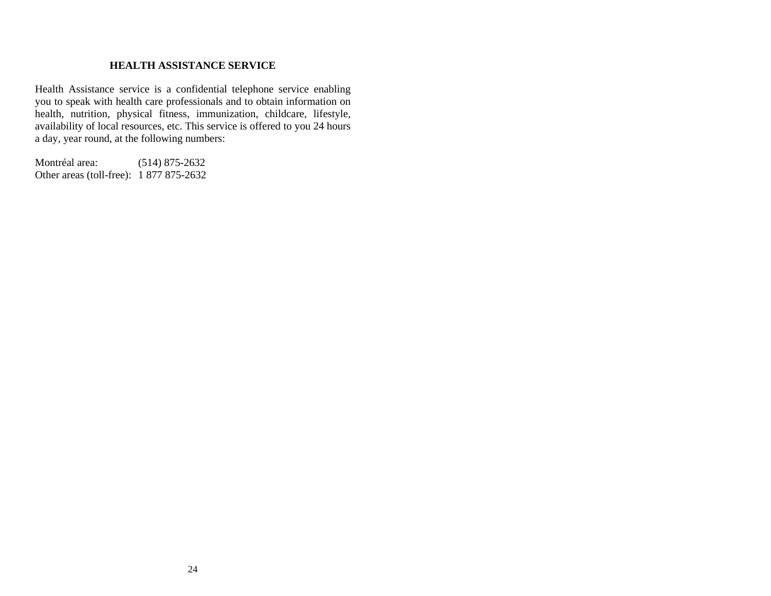## HEALTH ASSISTANCE SERVICE

Health Assistance service is a confidential telephone service enabling you to speak with health care professionals and to obtain information on health, nutrition, physical fitness, immunization, childcare, lifestyle, availability of local resources, etc. This service is offered to you 24 hours a day, year round, at the following numbers:

| | |
|---|---|
| Montréal area: | (514) 875-2632 |
| Other areas (toll-free): | 1 877 875-2632 |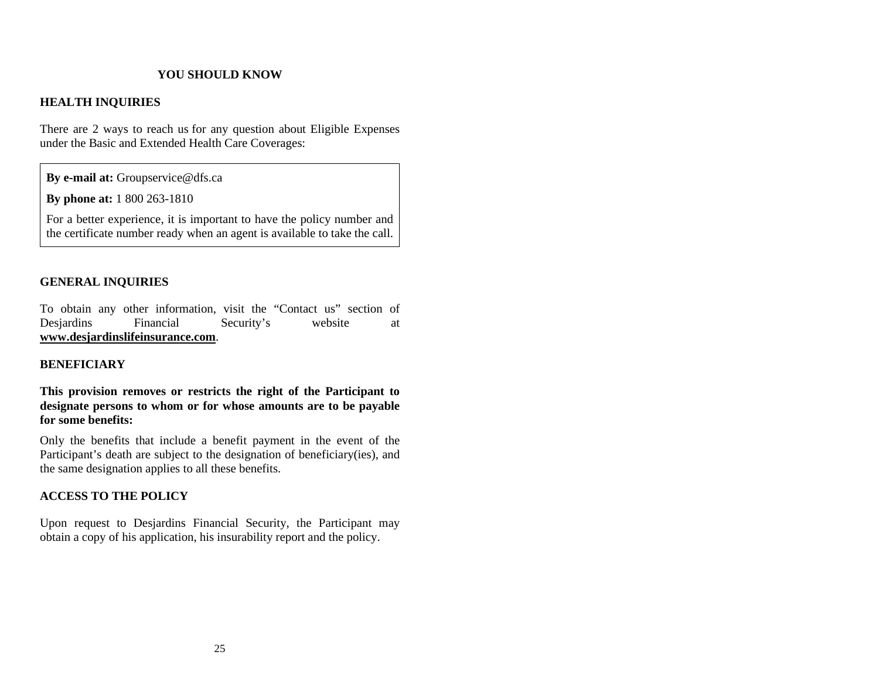## YOU SHOULD KNOW

### HEALTH INQUIRIES

There are 2 ways to reach us for any question about Eligible Expenses under the Basic and Extended Health Care Coverages:

**By e-mail at:** Groupservice@dfs.ca

**By phone at:** 1 800 263-1810

For a better experience, it is important to have the policy number and the certificate number ready when an agent is available to take the call.

### GENERAL INQUIRIES

To obtain any other information, visit the "Contact us" section of Desjardins Financial Security's website at **www.desjardinslifeinsurance.com**.

### BENEFICIARY

**This provision removes or restricts the right of the Participant to designate persons to whom or for whose amounts are to be payable for some benefits:**

Only the benefits that include a benefit payment in the event of the Participant's death are subject to the designation of beneficiary(ies), and the same designation applies to all these benefits.

### ACCESS TO THE POLICY

Upon request to Desjardins Financial Security, the Participant may obtain a copy of his application, his insurability report and the policy.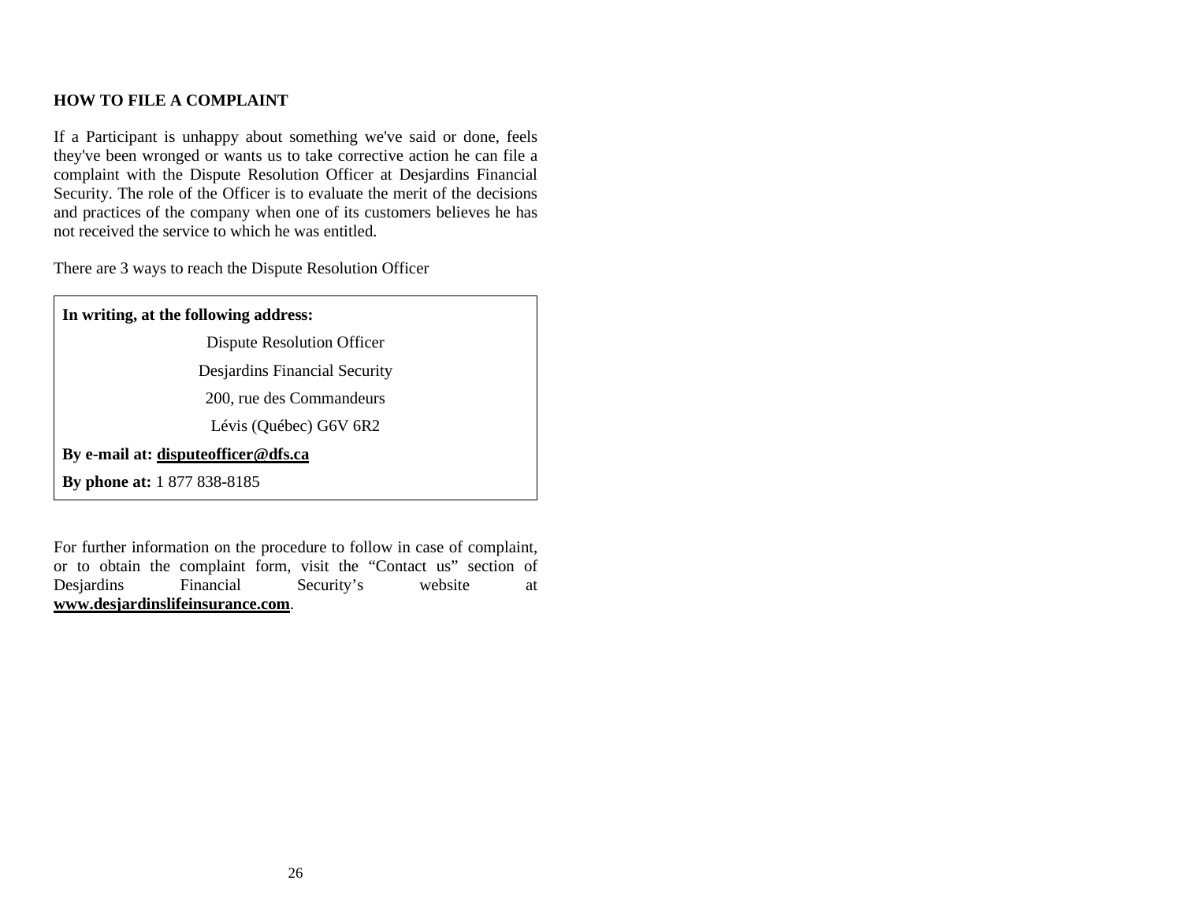## HOW TO FILE A COMPLAINT

If a Participant is unhappy about something we've said or done, feels they've been wronged or wants us to take corrective action he can file a complaint with the Dispute Resolution Officer at Desjardins Financial Security. The role of the Officer is to evaluate the merit of the decisions and practices of the company when one of its customers believes he has not received the service to which he was entitled.

There are 3 ways to reach the Dispute Resolution Officer

**In writing, at the following address:**

Dispute Resolution Officer
Desjardins Financial Security
200, rue des Commandeurs
Lévis (Québec) G6V 6R2

**By e-mail at:** **disputeofficer@dfs.ca**

**By phone at:** 1 877 838-8185

For further information on the procedure to follow in case of complaint, or to obtain the complaint form, visit the "Contact us" section of Desjardins Financial Security's website at **www.desjardinslifeinsurance.com**.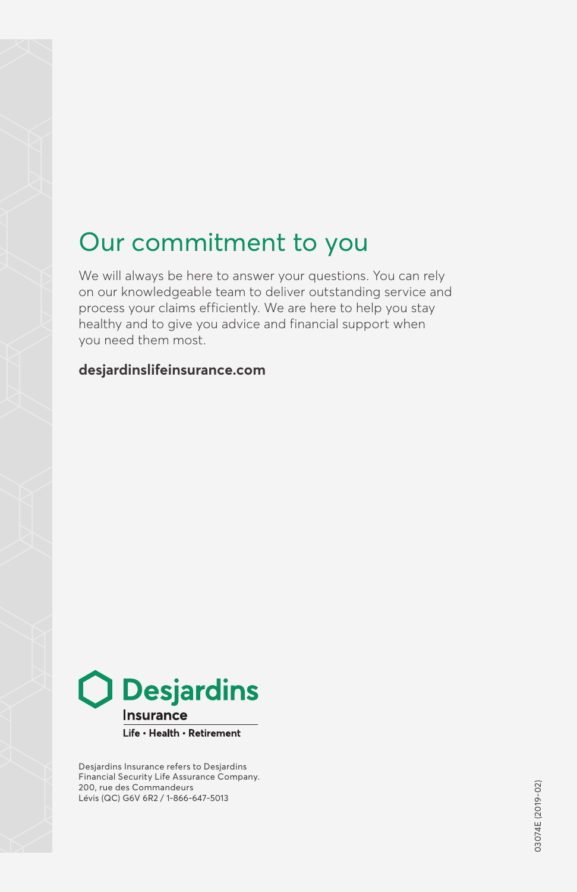# Our commitment to you

We will always be here to answer your questions. You can rely on our knowledgeable team to deliver outstanding service and process your claims efficiently. We are here to help you stay healthy and to give you advice and financial support when you need them most.

**desjardinslifeinsurance.com**

**Desjardins**
**Insurance**
**Life • Health • Retirement**

Desjardins Insurance refers to Desjardins Financial Security Life Assurance Company.
200, rue des Commandeurs
Lévis (QC) G6V 6R2 / 1-866-647-5013

03074E (2019-02)